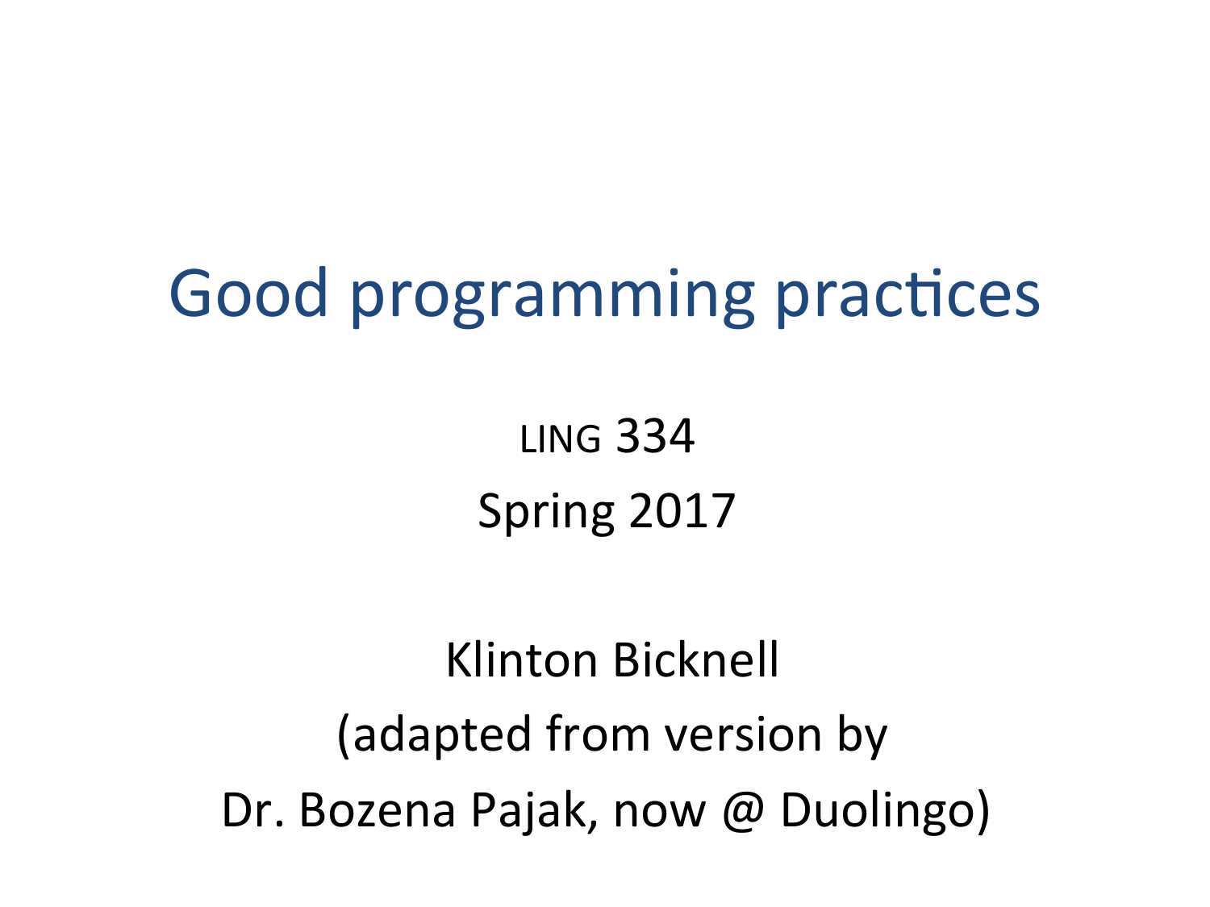# Good programming practices

LING 334

Spring 2017

Klinton Bicknell

(adapted from version by

Dr. Bozena Pajak, now @ Duolingo)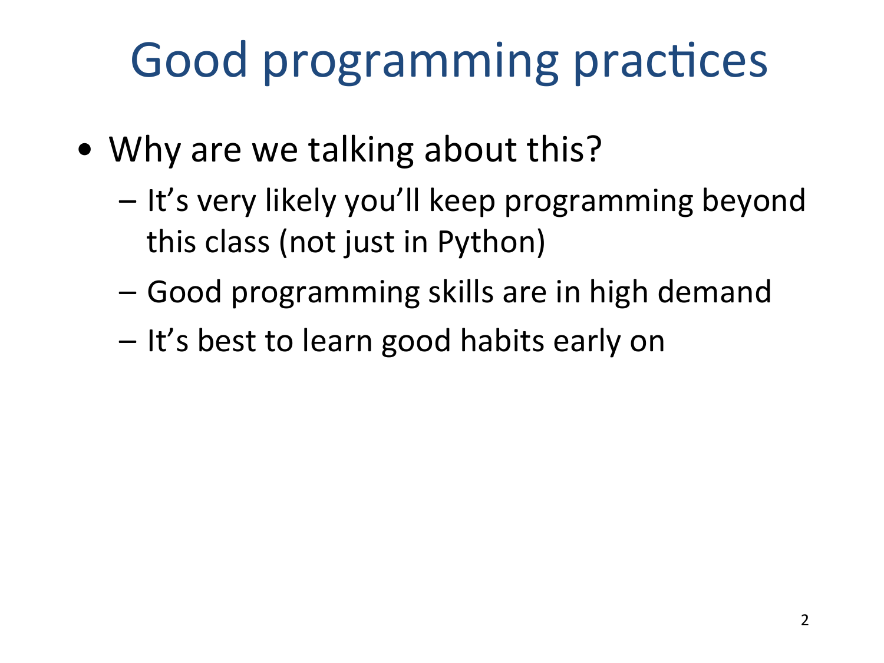# Good programming practices

- Why are we talking about this?
  - It's very likely you'll keep programming beyond this class (not just in Python)
  - Good programming skills are in high demand
  - It's best to learn good habits early on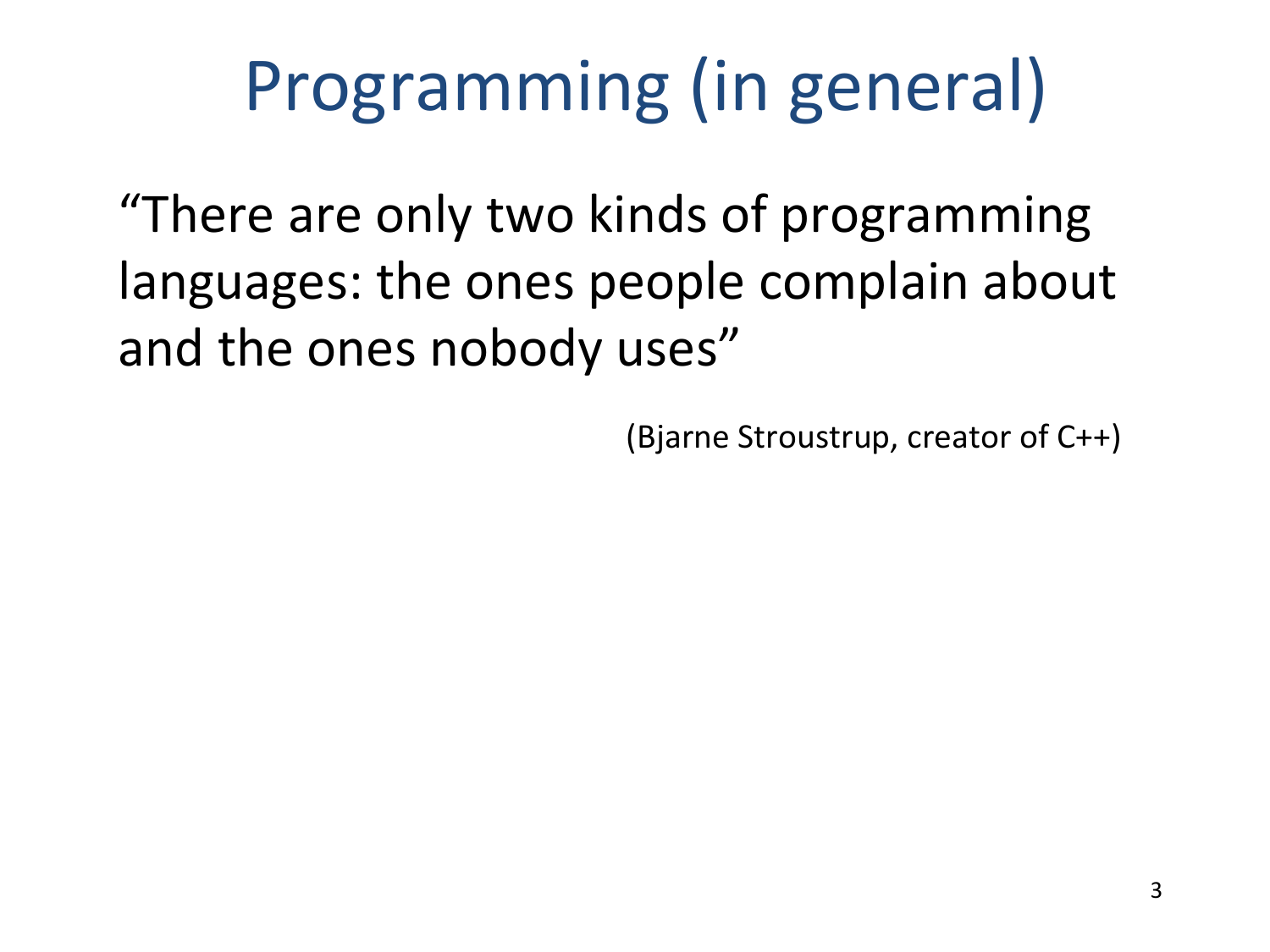# Programming (in general)

"There are only two kinds of programming languages: the ones people complain about and the ones nobody uses"

(Bjarne Stroustrup, creator of C++)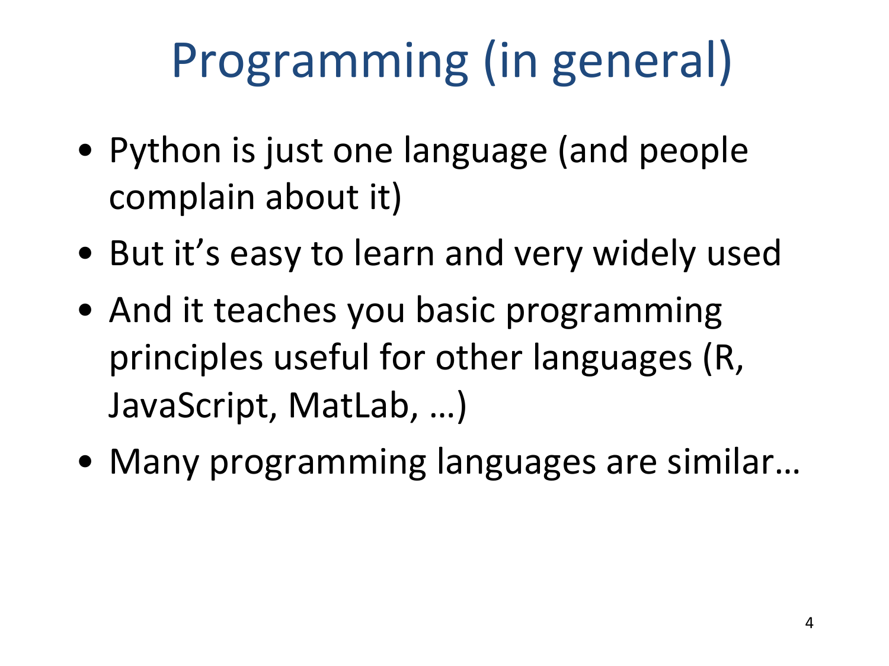# Programming (in general)

- Python is just one language (and people complain about it)
- But it's easy to learn and very widely used
- And it teaches you basic programming principles useful for other languages (R, JavaScript, MatLab, …)
- Many programming languages are similar…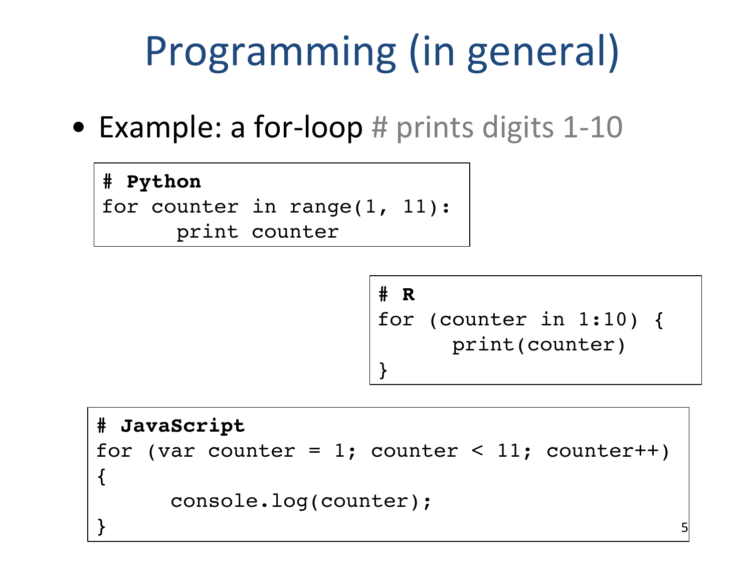# Programming (in general)

- Example: a for-loop # prints digits 1-10

```
# Python
for counter in range(1, 11):
      print counter
```

```
# R
for (counter in 1:10) {
      print(counter)
}
```

```
# JavaScript
for (var counter = 1; counter < 11; counter++)
{
      console.log(counter);
}
```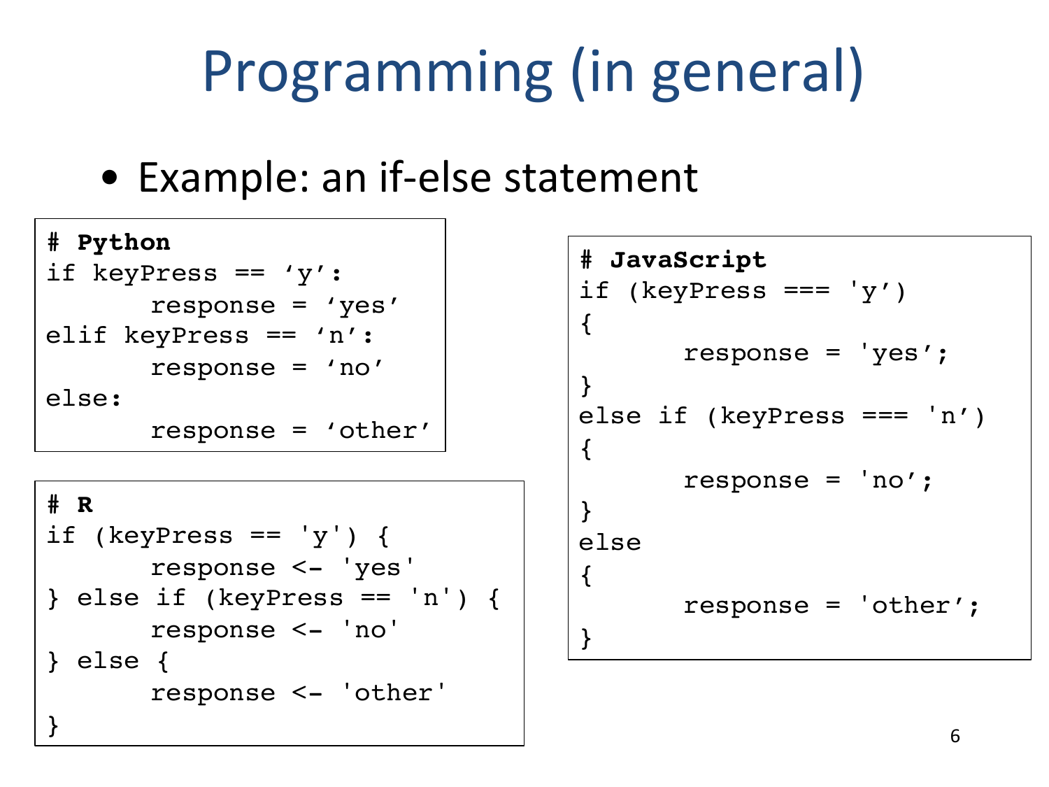# Programming (in general)

- Example: an if-else statement

```
# Python
if keyPress == ‘y’:
        response = ‘yes’
elif keyPress == ‘n’:
        response = ‘no’
else:
        response = ‘other’
```

```
# R
if (keyPress == 'y') {
        response <- 'yes'
} else if (keyPress == 'n') {
        response <- 'no'
} else {
        response <- 'other'
}
```

```
# JavaScript
if (keyPress === 'y’)
{
        response = 'yes’;
}
else if (keyPress === 'n’)
{
        response = 'no’;
}
else
{
        response = 'other’;
}
```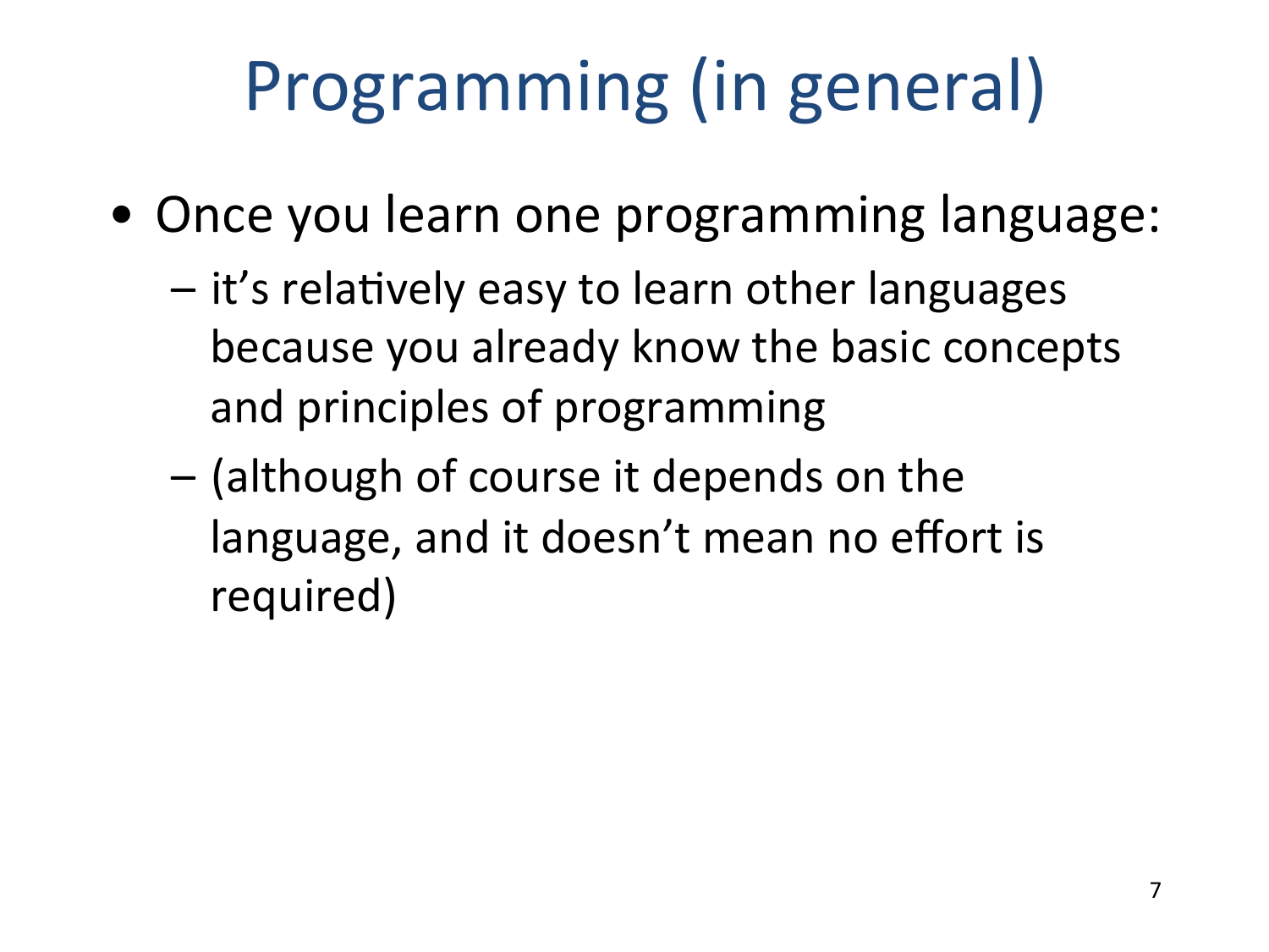# Programming (in general)

- Once you learn one programming language:
  - it's relatively easy to learn other languages because you already know the basic concepts and principles of programming
  - (although of course it depends on the language, and it doesn't mean no effort is required)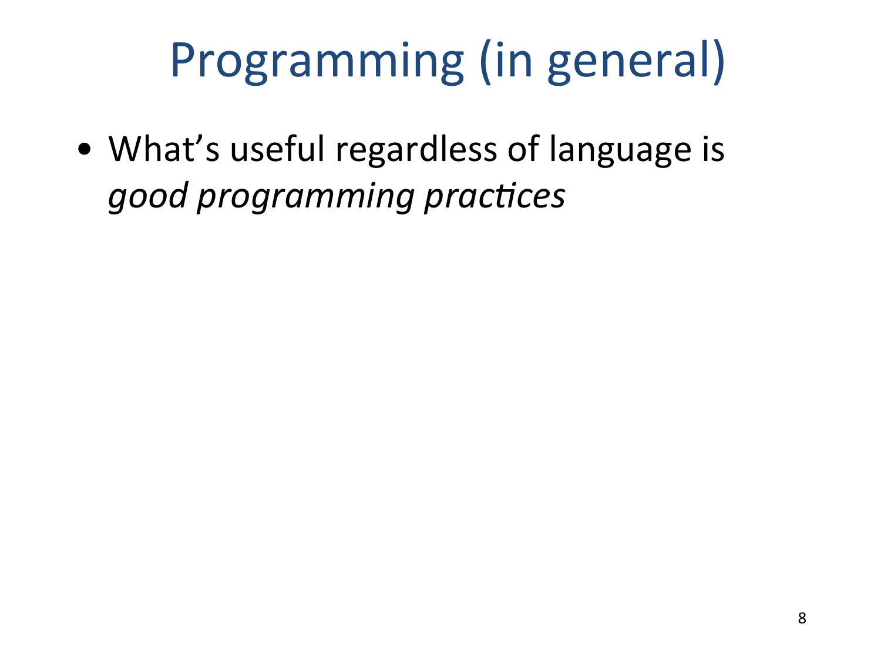# Programming (in general)

- What's useful regardless of language is *good programming practices*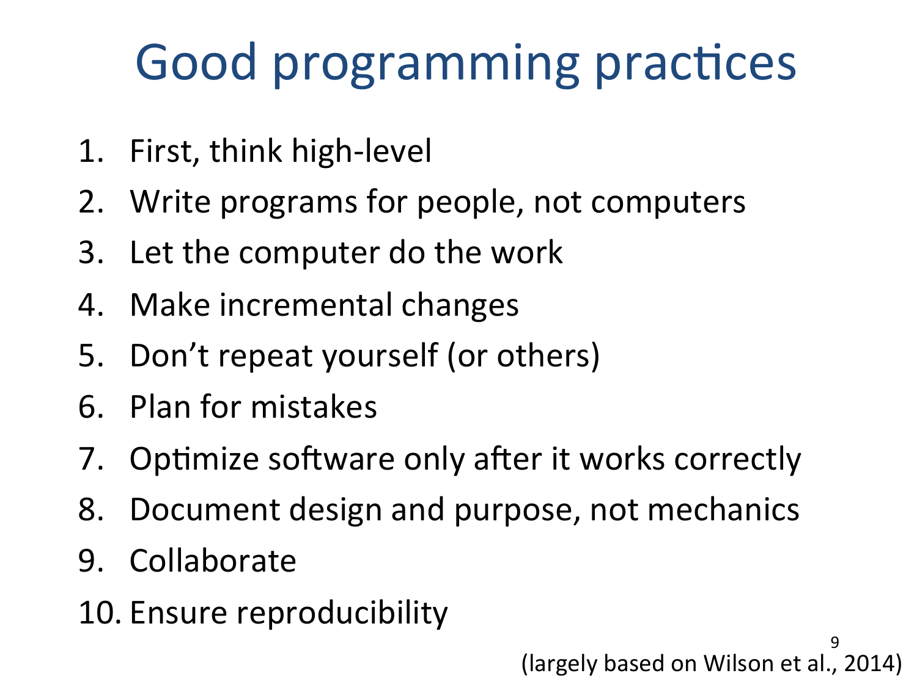# Good programming practices

1. First, think high-level
2. Write programs for people, not computers
3. Let the computer do the work
4. Make incremental changes
5. Don't repeat yourself (or others)
6. Plan for mistakes
7. Optimize software only after it works correctly
8. Document design and purpose, not mechanics
9. Collaborate
10. Ensure reproducibility

(largely based on Wilson et al., 2014)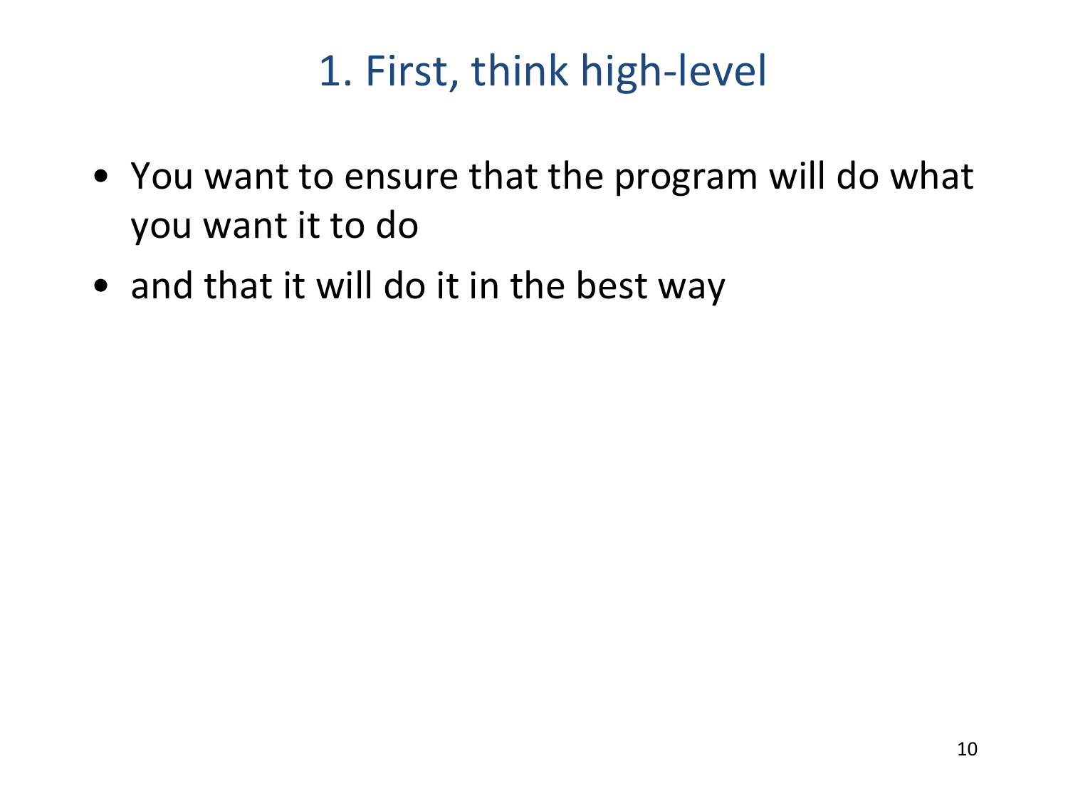# 1. First, think high-level

- You want to ensure that the program will do what you want it to do
- and that it will do it in the best way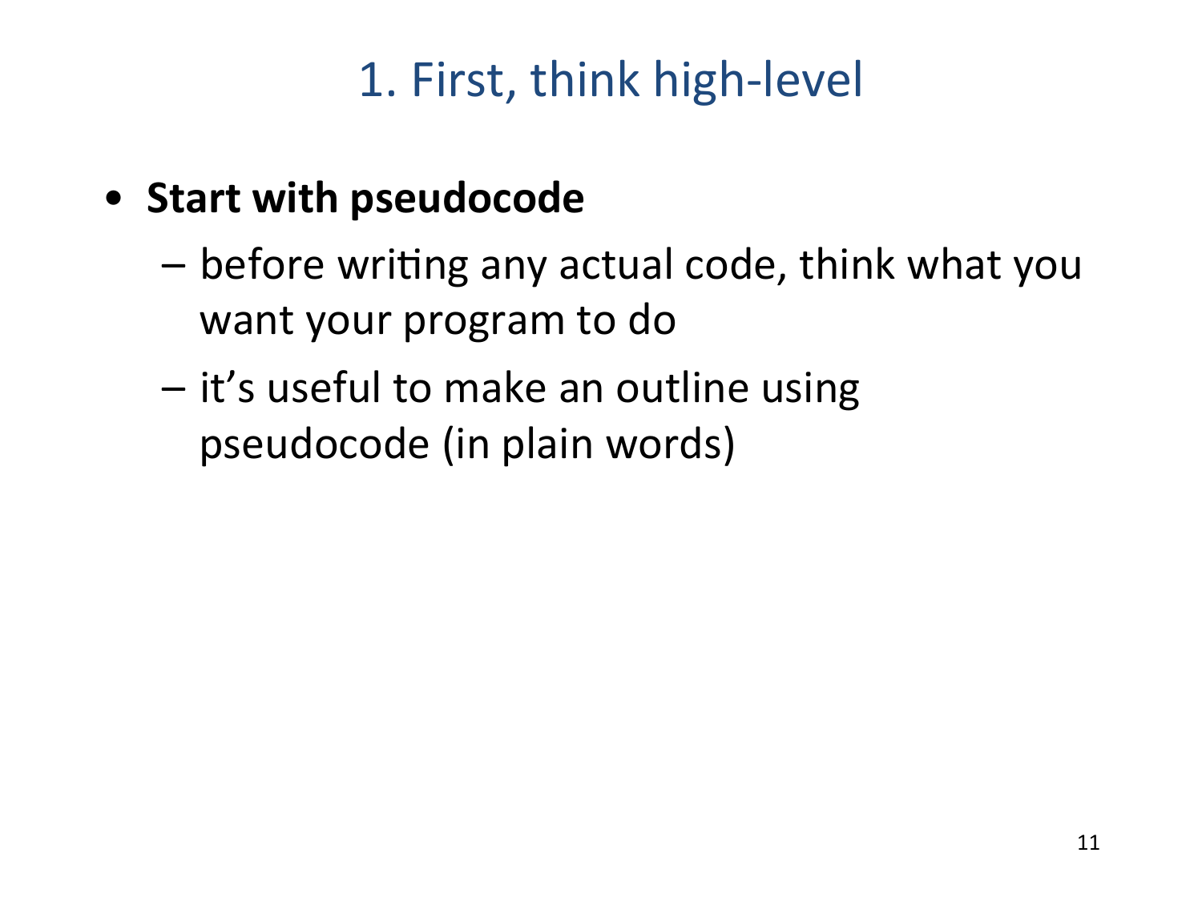# 1. First, think high-level

- **Start with pseudocode**
  - before writing any actual code, think what you want your program to do
  - it's useful to make an outline using pseudocode (in plain words)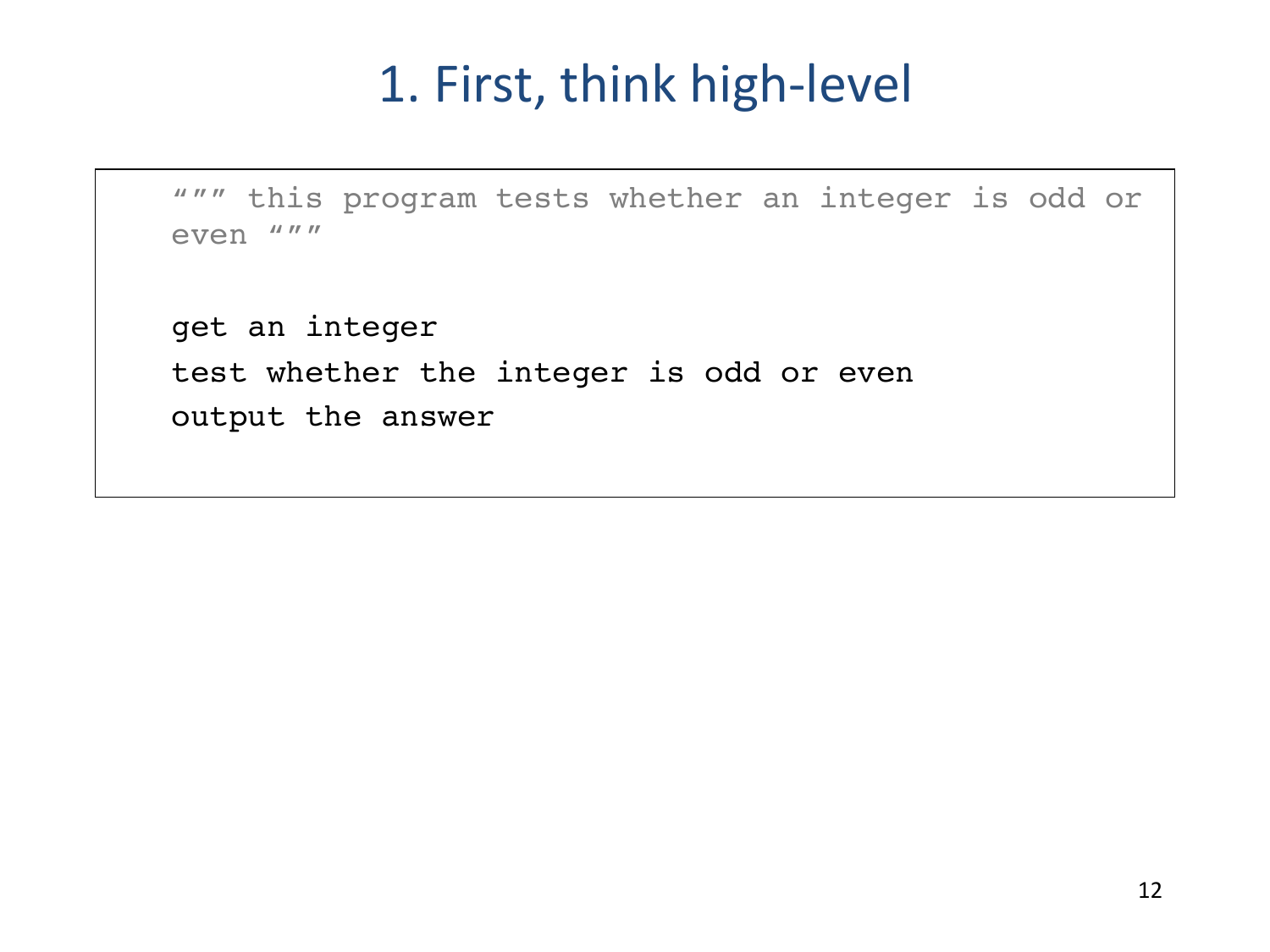# 1. First, think high-level

```
""" this program tests whether an integer is odd or
even """

get an integer
test whether the integer is odd or even
output the answer
```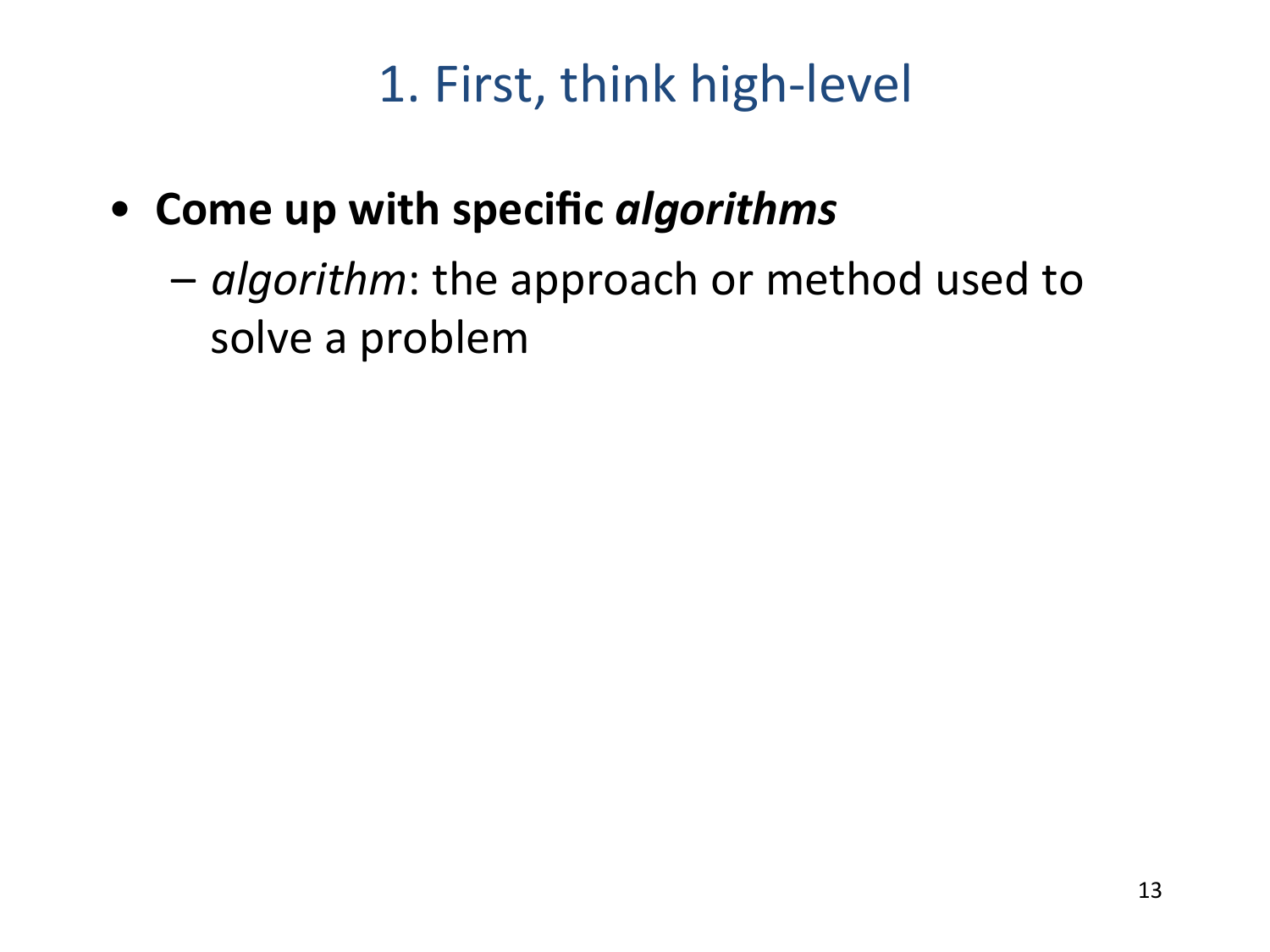# 1. First, think high-level

- **Come up with specific *algorithms***
  - *algorithm*: the approach or method used to solve a problem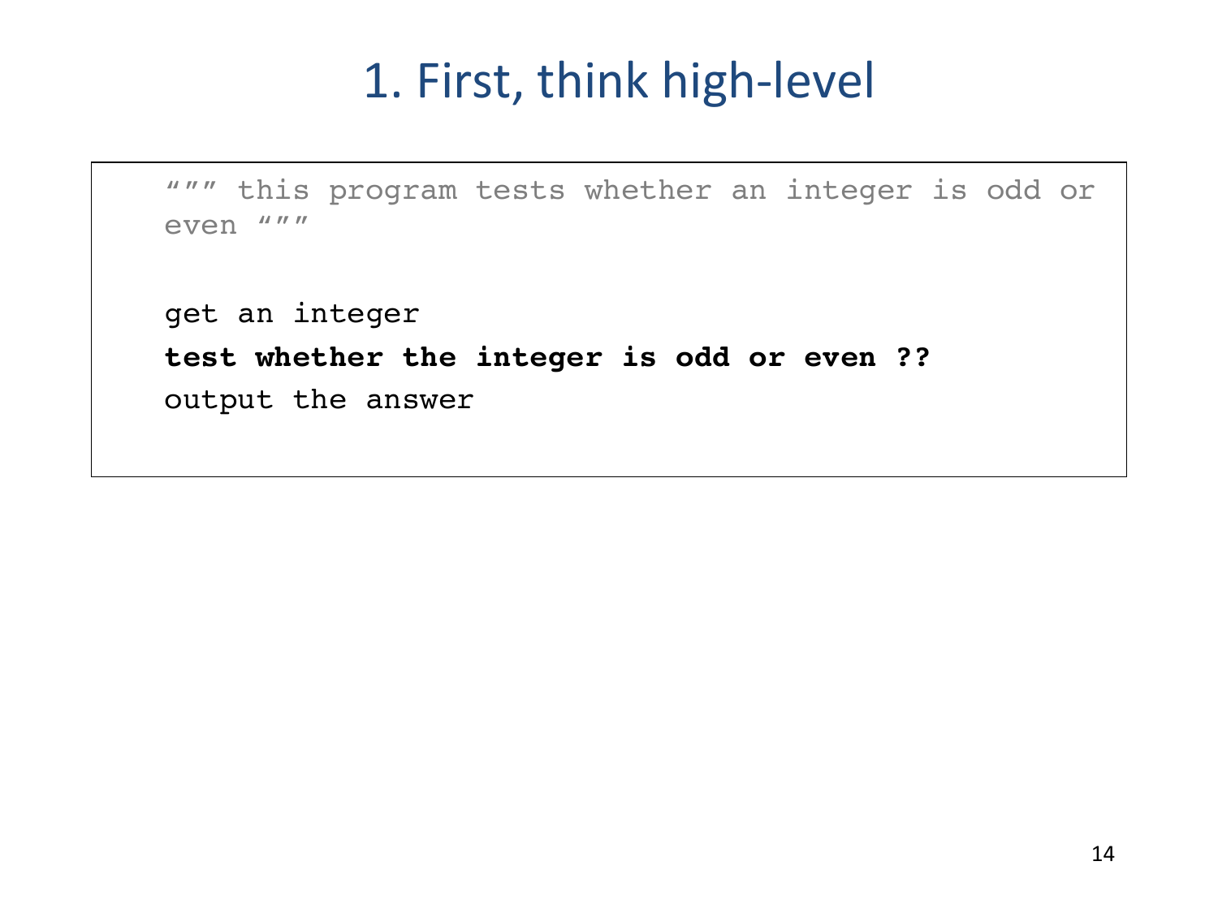# 1. First, think high-level

```
""" this program tests whether an integer is odd or
even """

get an integer
test whether the integer is odd or even ??
output the answer
```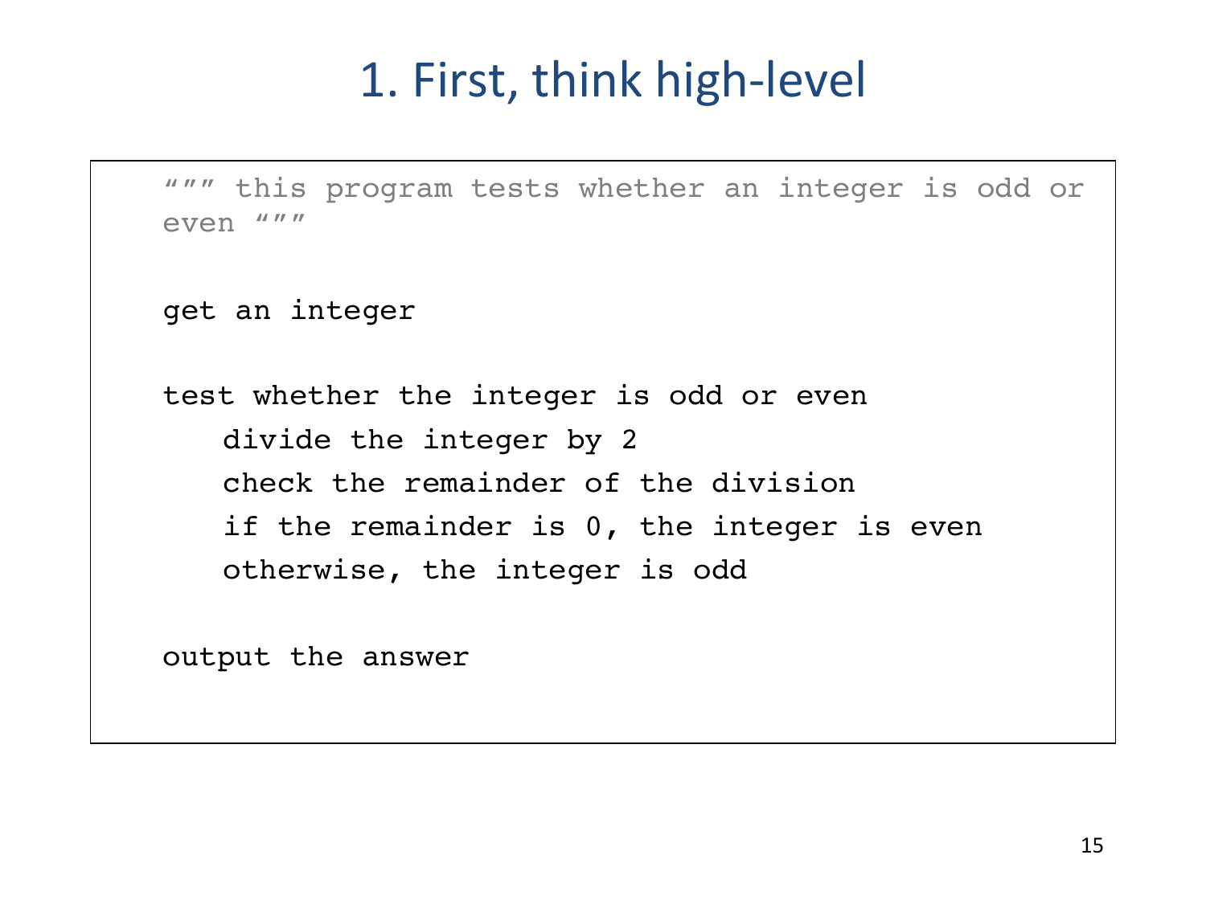# 1. First, think high-level

```
""" this program tests whether an integer is odd or
even """

get an integer

test whether the integer is odd or even
    divide the integer by 2
    check the remainder of the division
    if the remainder is 0, the integer is even
    otherwise, the integer is odd

output the answer
```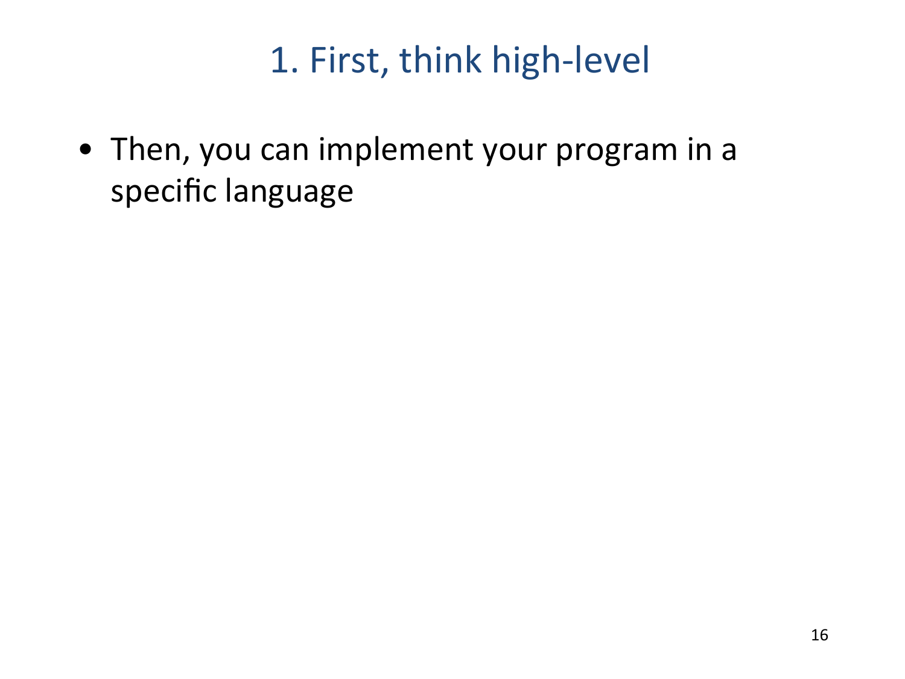# 1. First, think high-level

- Then, you can implement your program in a specific language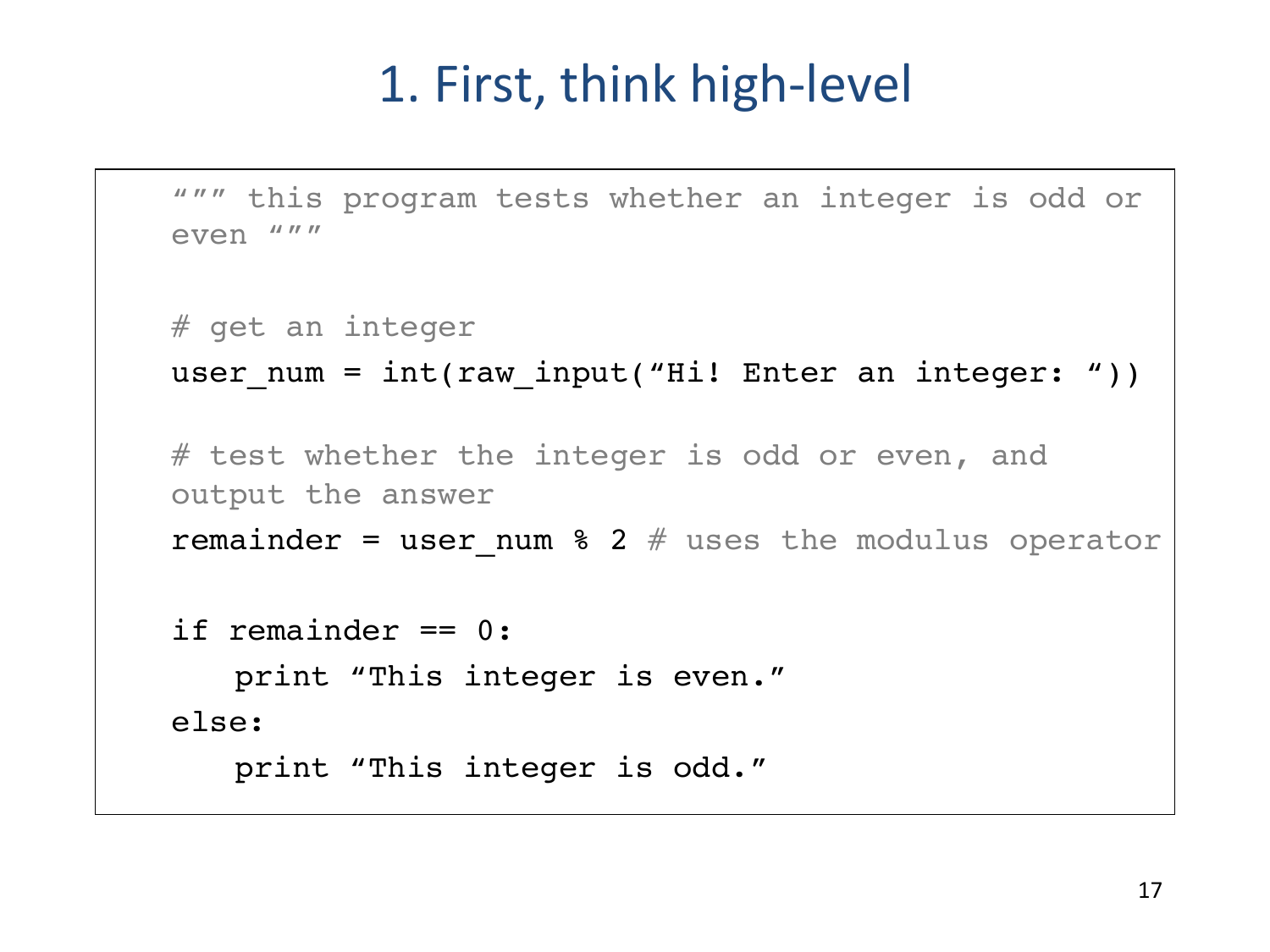# 1. First, think high-level

```
""" this program tests whether an integer is odd or
even """

# get an integer
user_num = int(raw_input("Hi! Enter an integer: "))

# test whether the integer is odd or even, and
output the answer
remainder = user_num % 2 # uses the modulus operator

if remainder == 0:
    print "This integer is even."
else:
    print "This integer is odd."
```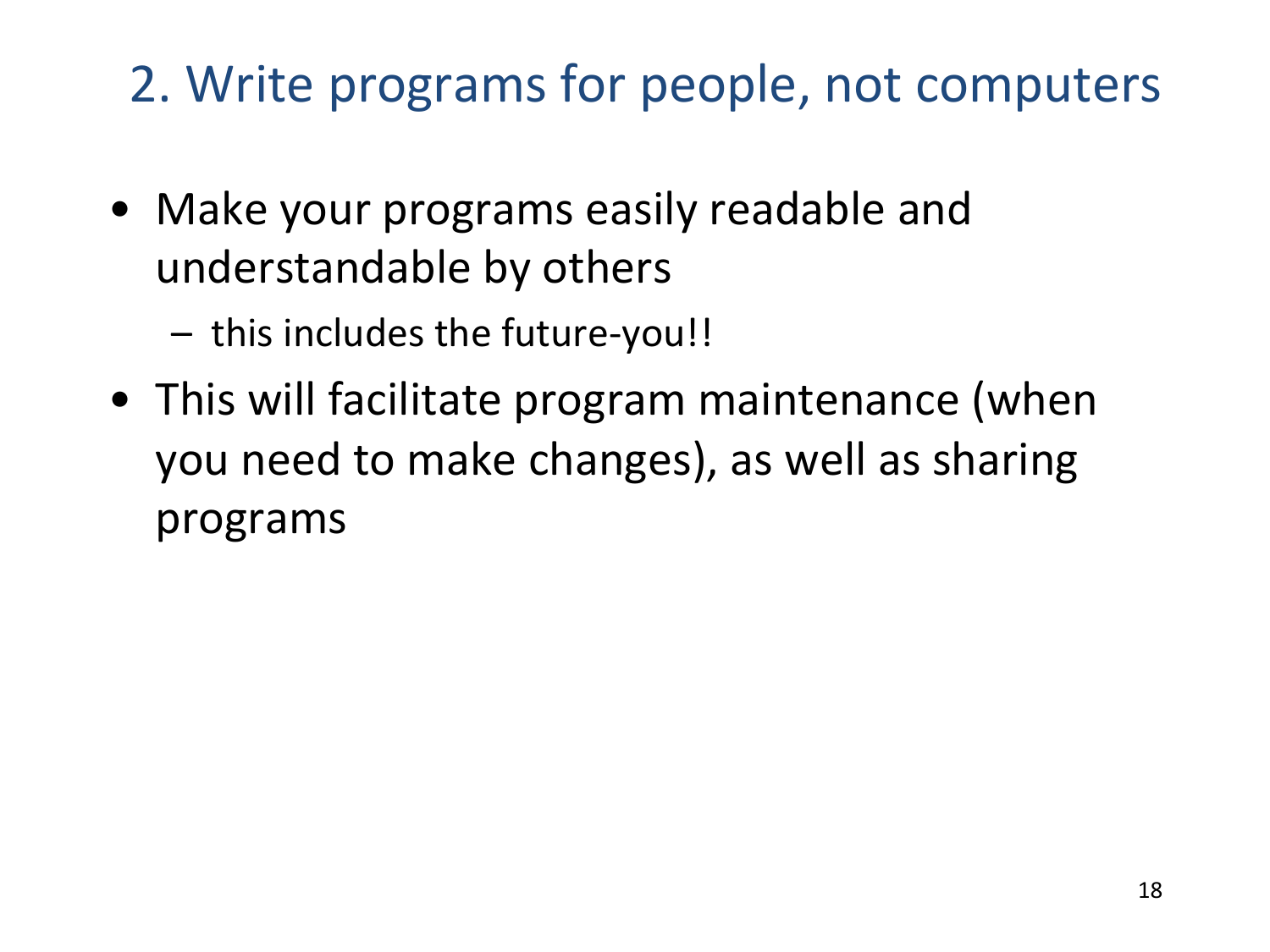## 2. Write programs for people, not computers

- Make your programs easily readable and understandable by others
  - this includes the future-you!!
- This will facilitate program maintenance (when you need to make changes), as well as sharing programs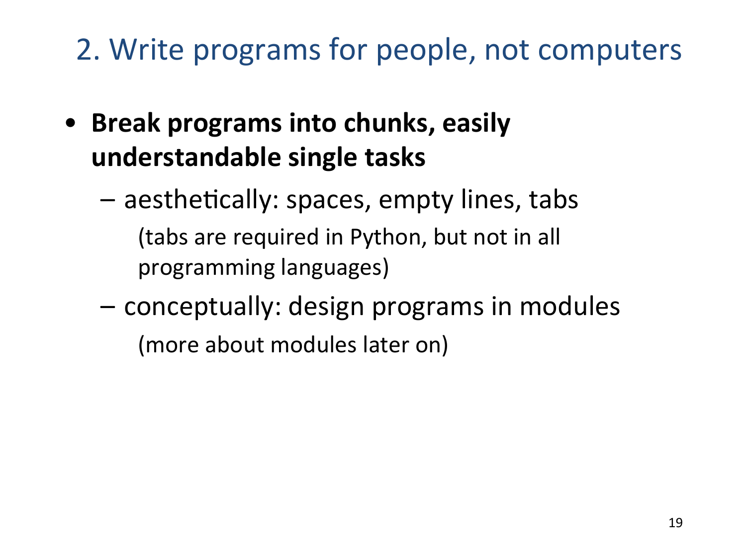## 2. Write programs for people, not computers

- **Break programs into chunks, easily understandable single tasks**
  - aesthetically: spaces, empty lines, tabs

    (tabs are required in Python, but not in all programming languages)
  - conceptually: design programs in modules

    (more about modules later on)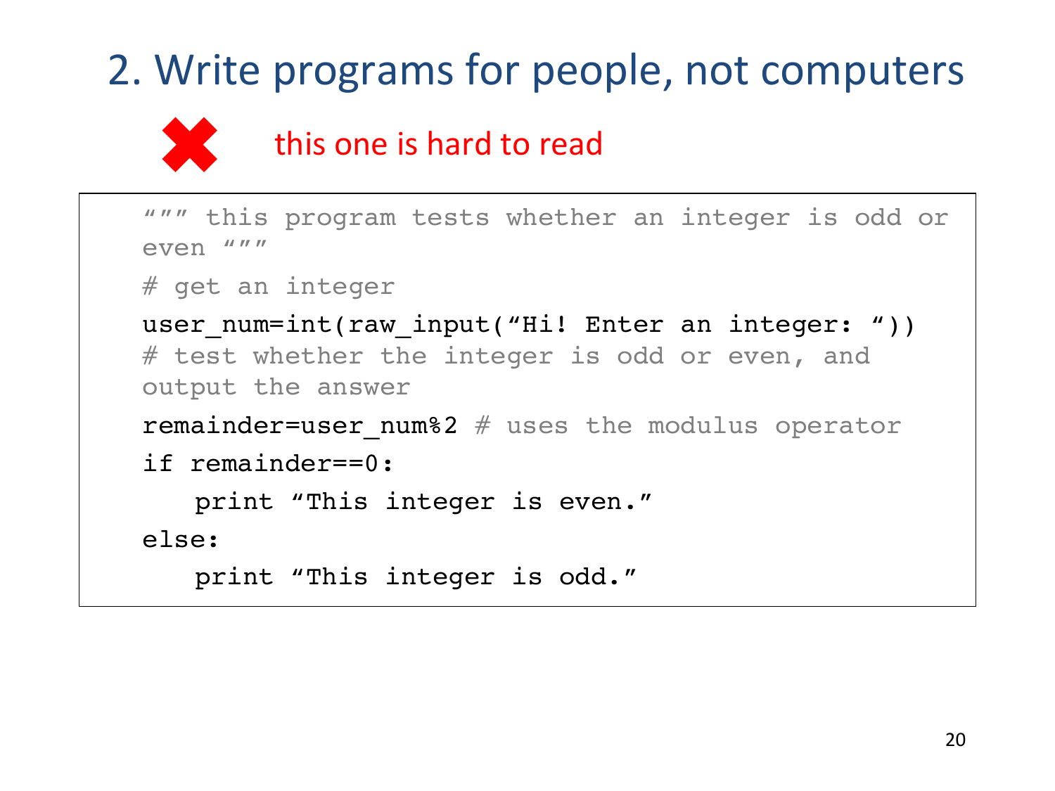# 2. Write programs for people, not computers

✖ this one is hard to read

```
""" this program tests whether an integer is odd or
even """
# get an integer
user_num=int(raw_input("Hi! Enter an integer: "))
# test whether the integer is odd or even, and
output the answer
remainder=user_num%2 # uses the modulus operator
if remainder==0:
    print "This integer is even."
else:
    print "This integer is odd."
```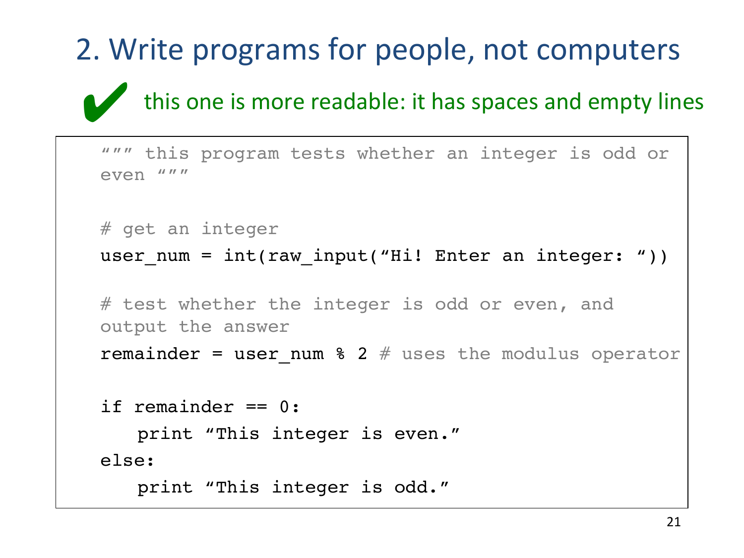# 2. Write programs for people, not computers

✔ this one is more readable: it has spaces and empty lines

```
""" this program tests whether an integer is odd or
even """


# get an integer
user_num = int(raw_input("Hi! Enter an integer: "))

# test whether the integer is odd or even, and
output the answer
remainder = user_num % 2 # uses the modulus operator

if remainder == 0:
    print "This integer is even."
else:
    print "This integer is odd."
```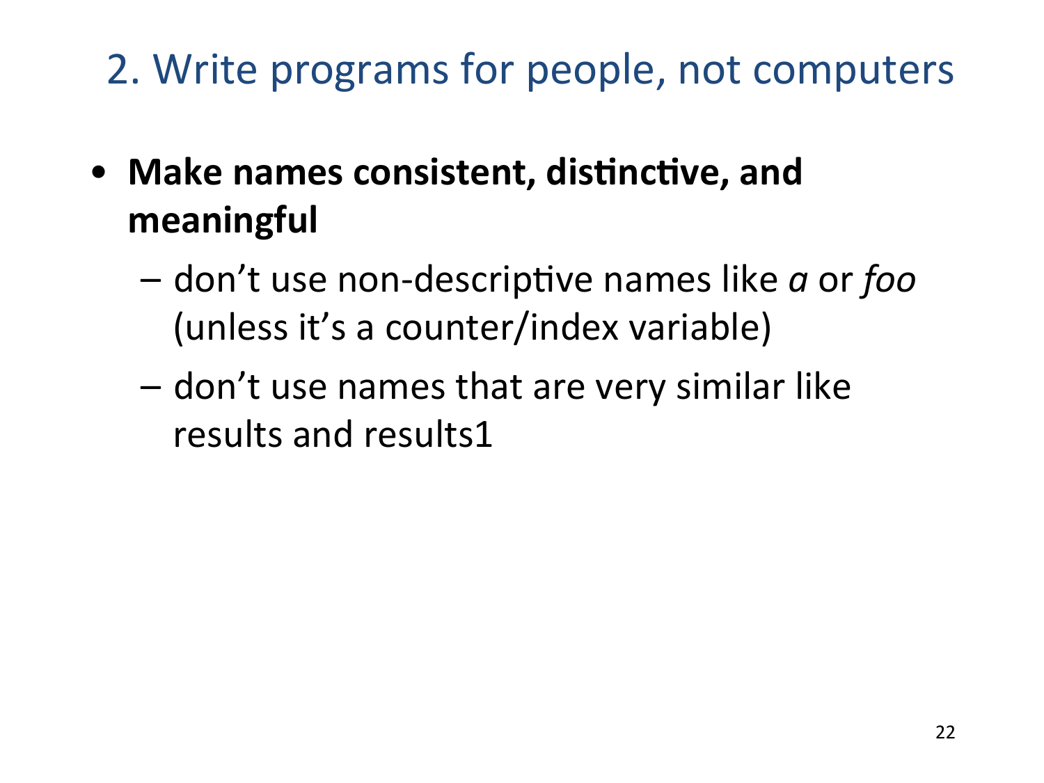# 2. Write programs for people, not computers

- **Make names consistent, distinctive, and meaningful**
  - don’t use non-descriptive names like *a* or *foo* (unless it’s a counter/index variable)
  - don’t use names that are very similar like results and results1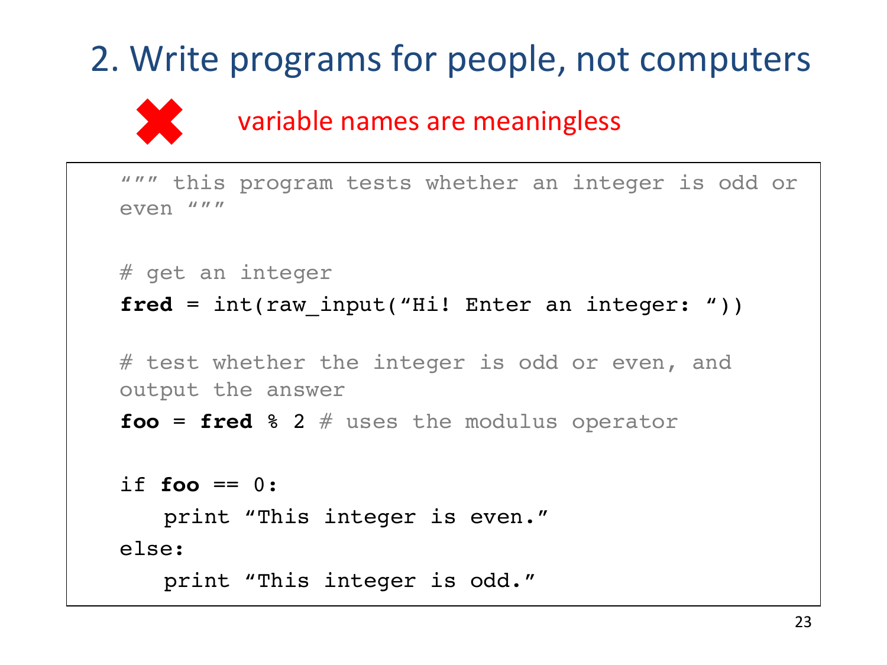# 2. Write programs for people, not computers

✖ variable names are meaningless

```
""" this program tests whether an integer is odd or
even """

# get an integer
fred = int(raw_input("Hi! Enter an integer: "))

# test whether the integer is odd or even, and
output the answer
foo = fred % 2 # uses the modulus operator

if foo == 0:
    print "This integer is even."
else:
    print "This integer is odd."
```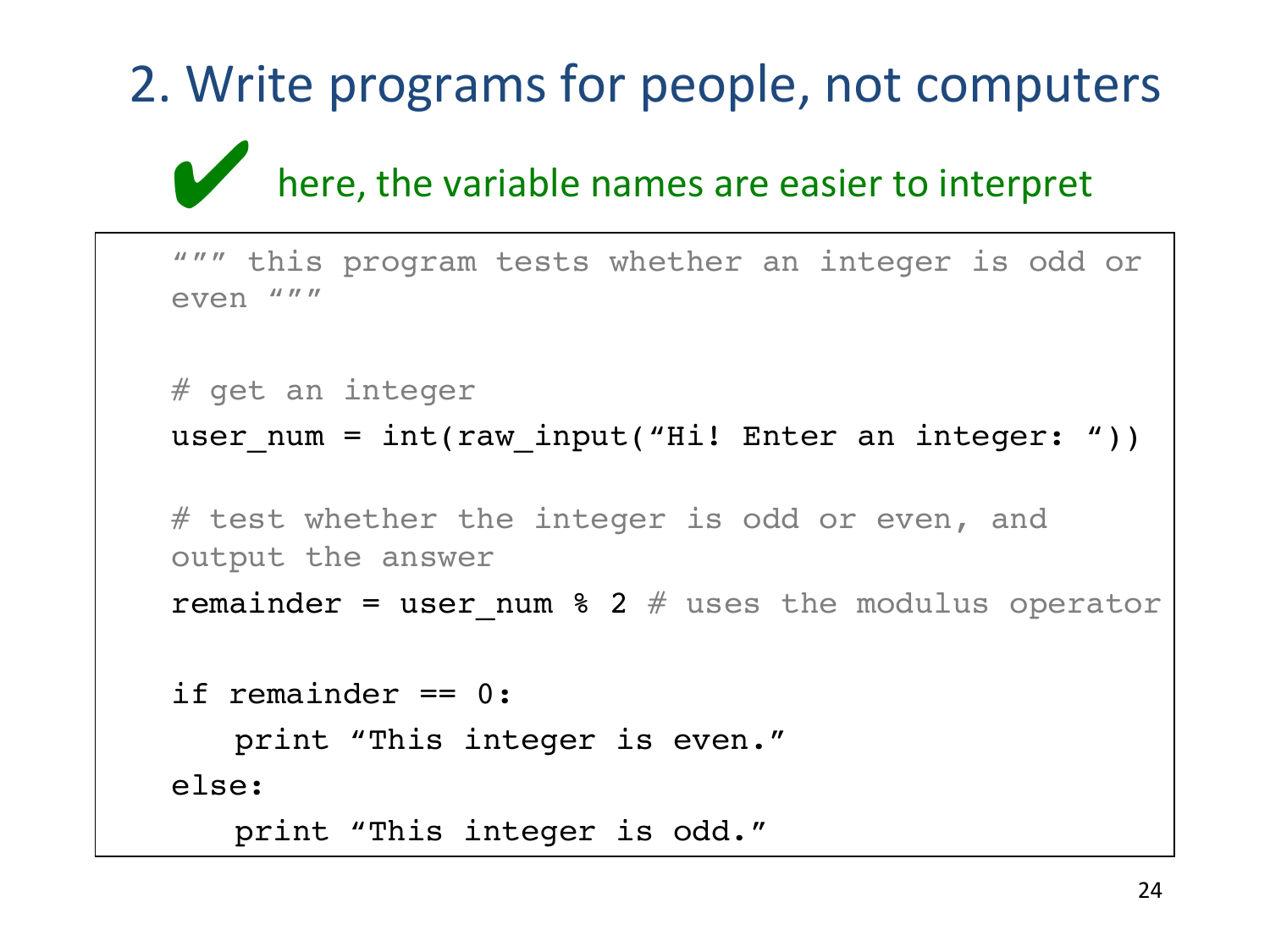# 2. Write programs for people, not computers

✔ here, the variable names are easier to interpret

```
""" this program tests whether an integer is odd or
even """

# get an integer
user_num = int(raw_input("Hi! Enter an integer: "))

# test whether the integer is odd or even, and
output the answer
remainder = user_num % 2 # uses the modulus operator

if remainder == 0:
    print "This integer is even."
else:
    print "This integer is odd."
```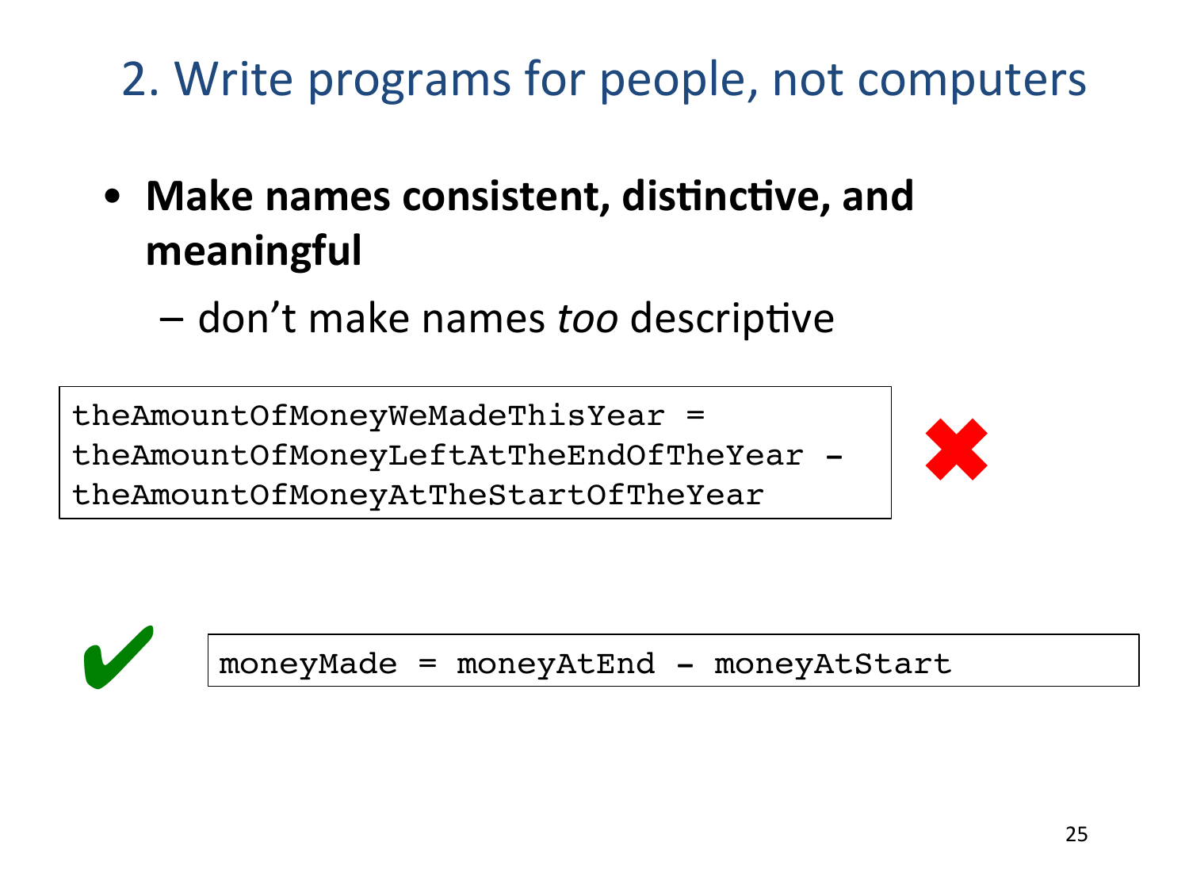# 2. Write programs for people, not computers

- **Make names consistent, distinctive, and meaningful**
  - don't make names *too* descriptive

```
theAmountOfMoneyWeMadeThisYear =
theAmountOfMoneyLeftAtTheEndOfTheYear -
theAmountOfMoneyAtTheStartOfTheYear
```

✖

✔

```
moneyMade = moneyAtEnd - moneyAtStart
```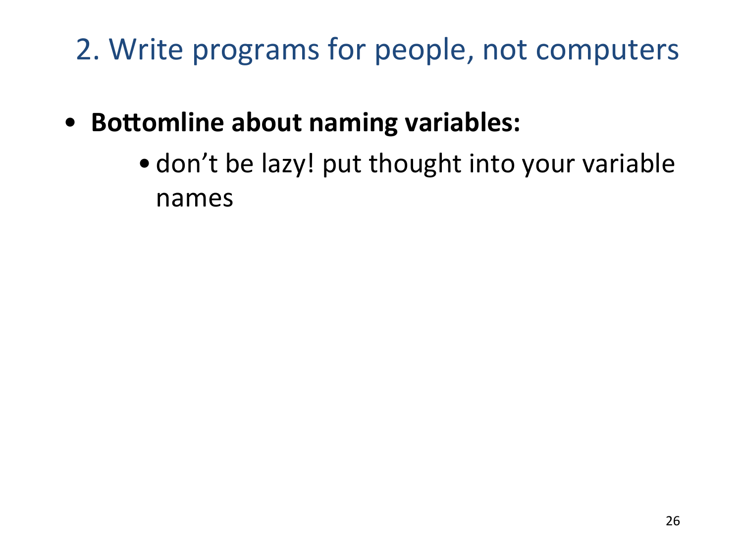## 2. Write programs for people, not computers

- **Bottomline about naming variables:**
  - don’t be lazy! put thought into your variable names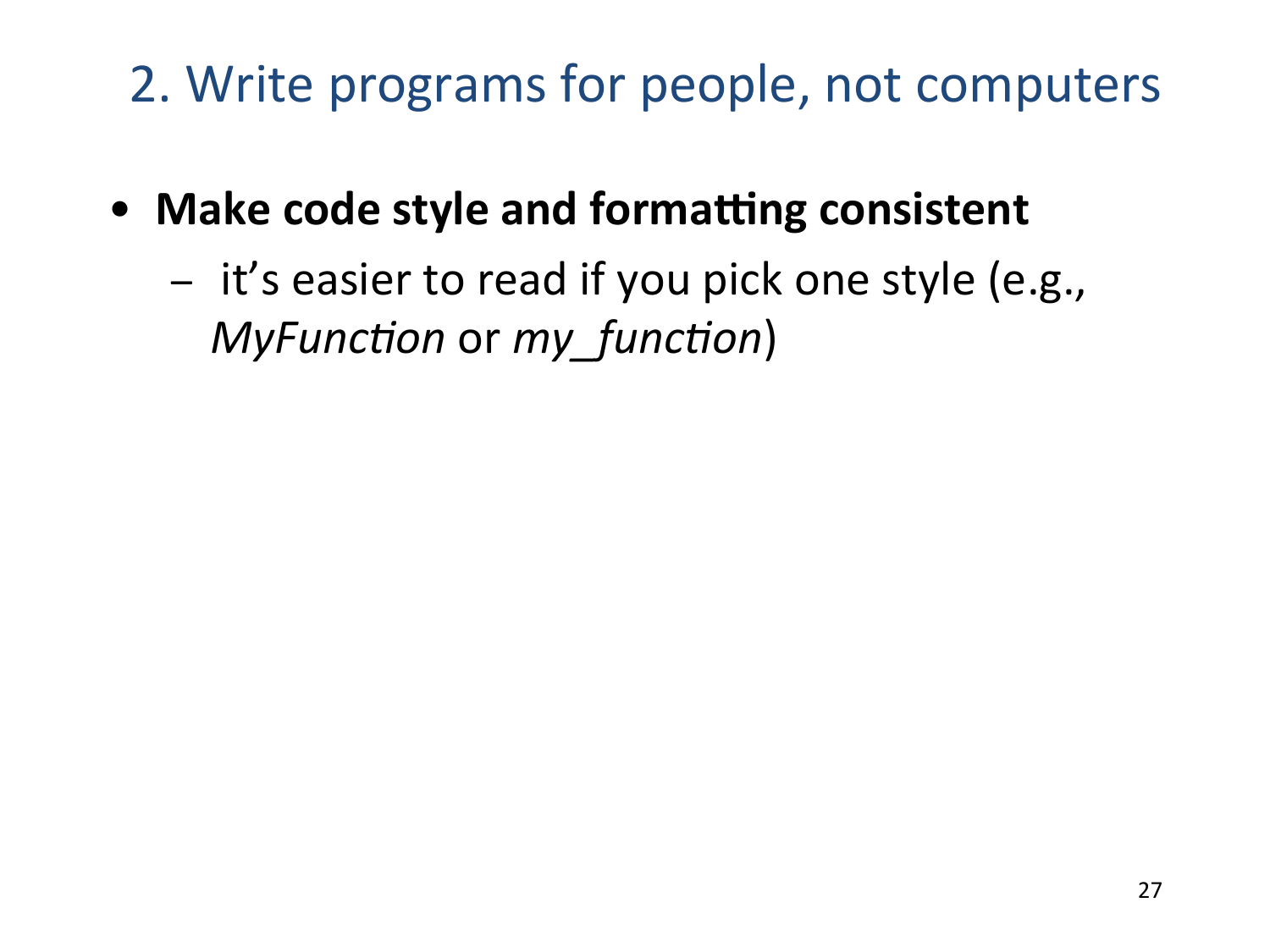# 2. Write programs for people, not computers

- **Make code style and formatting consistent**
  - it's easier to read if you pick one style (e.g., *MyFunction* or *my_function*)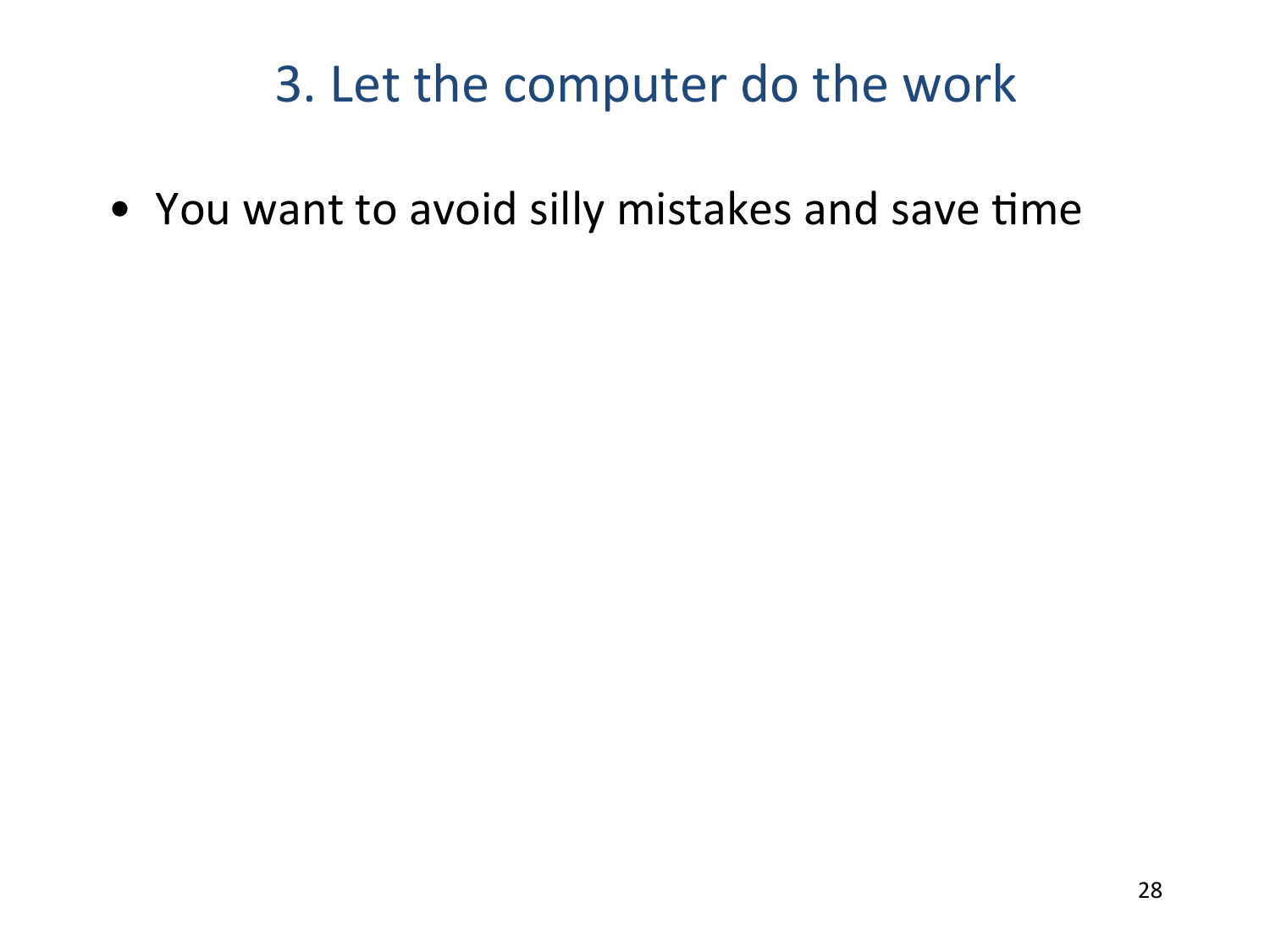# 3. Let the computer do the work

- You want to avoid silly mistakes and save time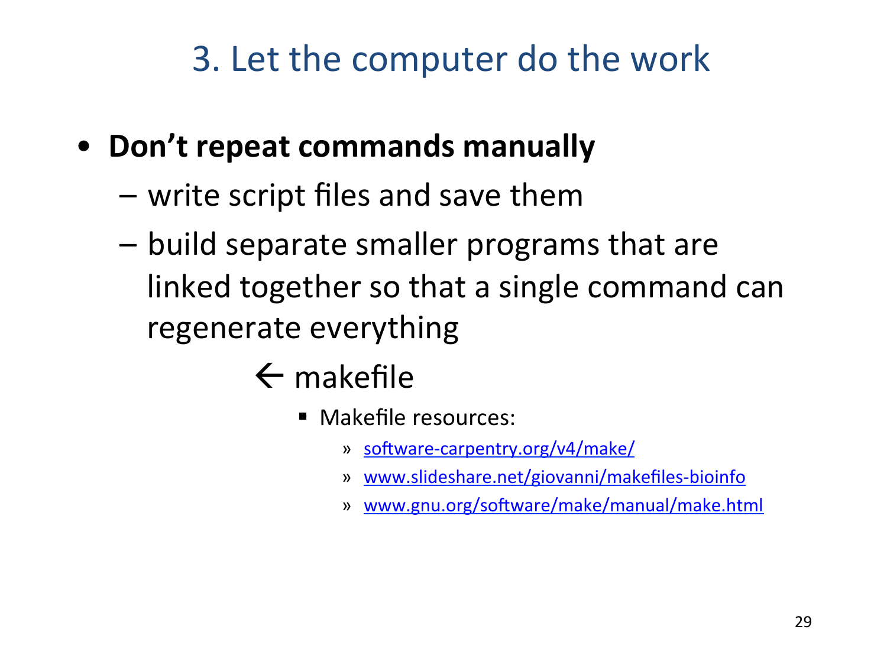# 3. Let the computer do the work

- **Don't repeat commands manually**
  - write script files and save them
  - build separate smaller programs that are linked together so that a single command can regenerate everything

    ← makefile

    - Makefile resources:
      - » software-carpentry.org/v4/make/
      - » www.slideshare.net/giovanni/makefiles-bioinfo
      - » www.gnu.org/software/make/manual/make.html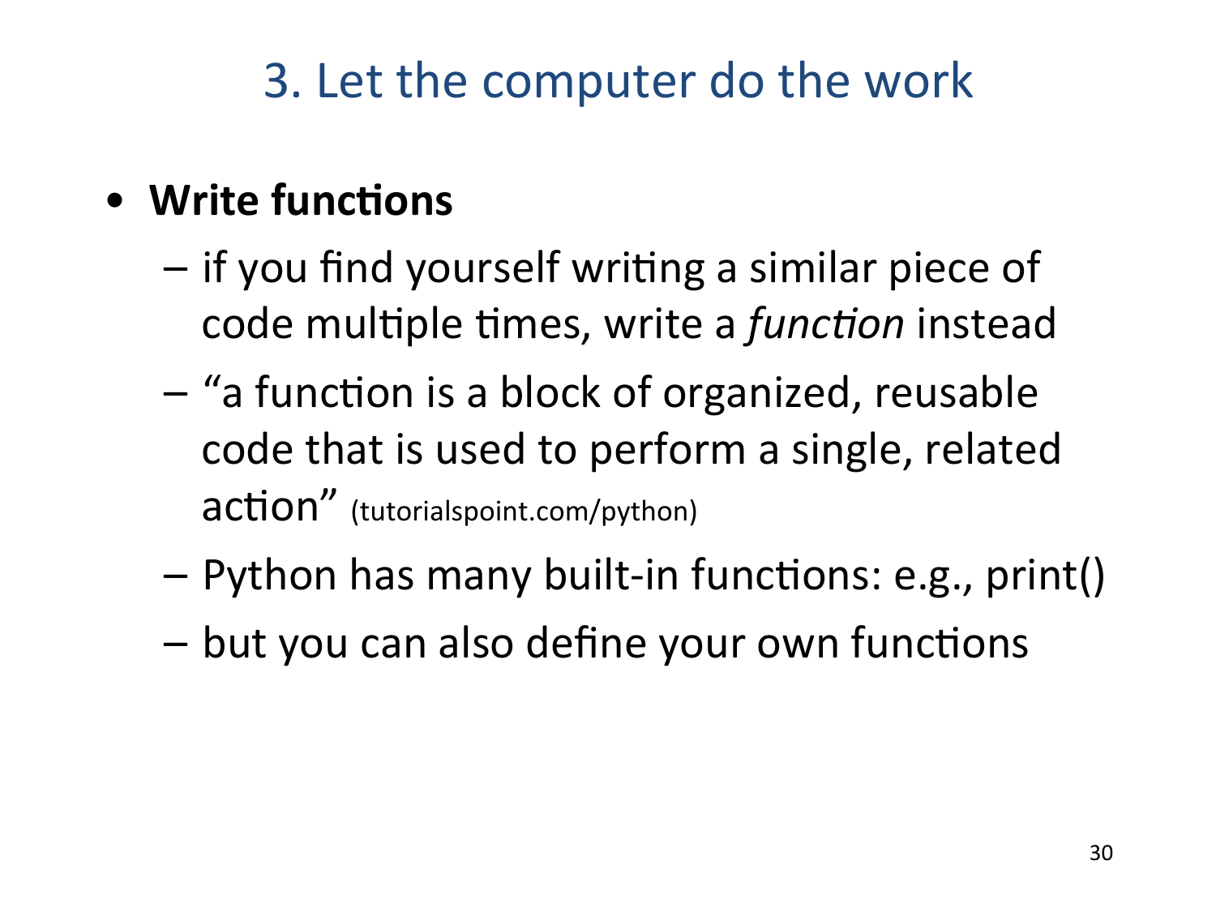# 3. Let the computer do the work

- **Write functions**
  - if you find yourself writing a similar piece of code multiple times, write a *function* instead
  - "a function is a block of organized, reusable code that is used to perform a single, related action" (tutorialspoint.com/python)
  - Python has many built-in functions: e.g., print()
  - but you can also define your own functions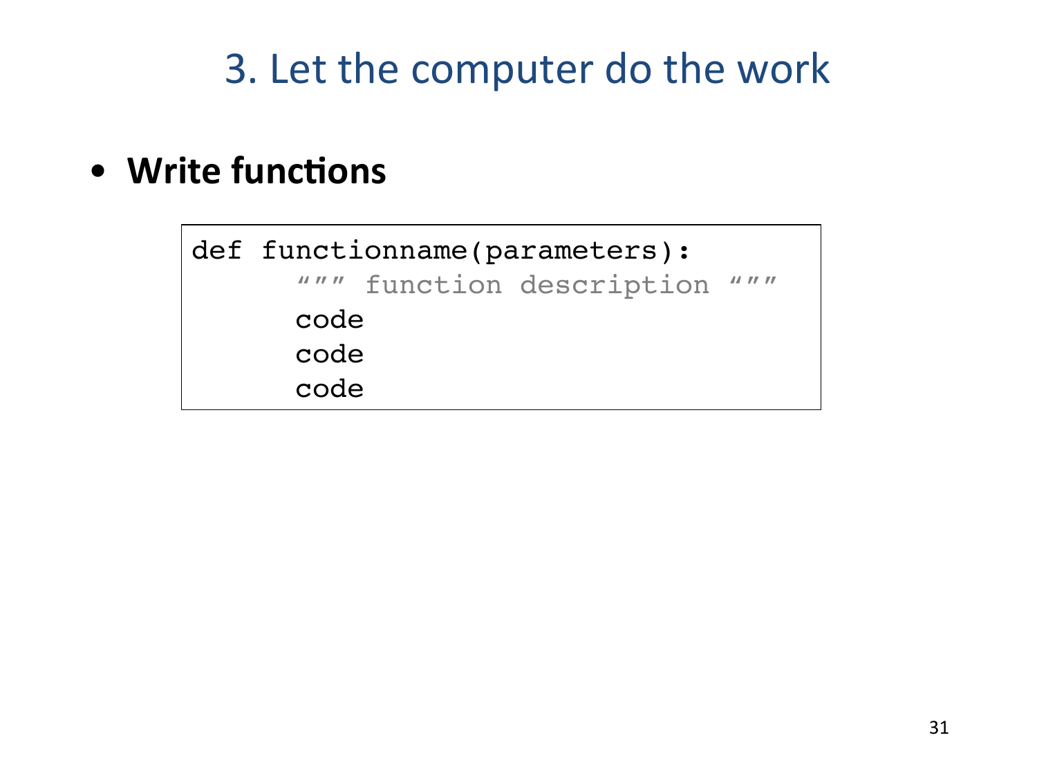# 3. Let the computer do the work

- **Write functions**

```
def functionname(parameters):
      """ function description """
      code
      code
      code
```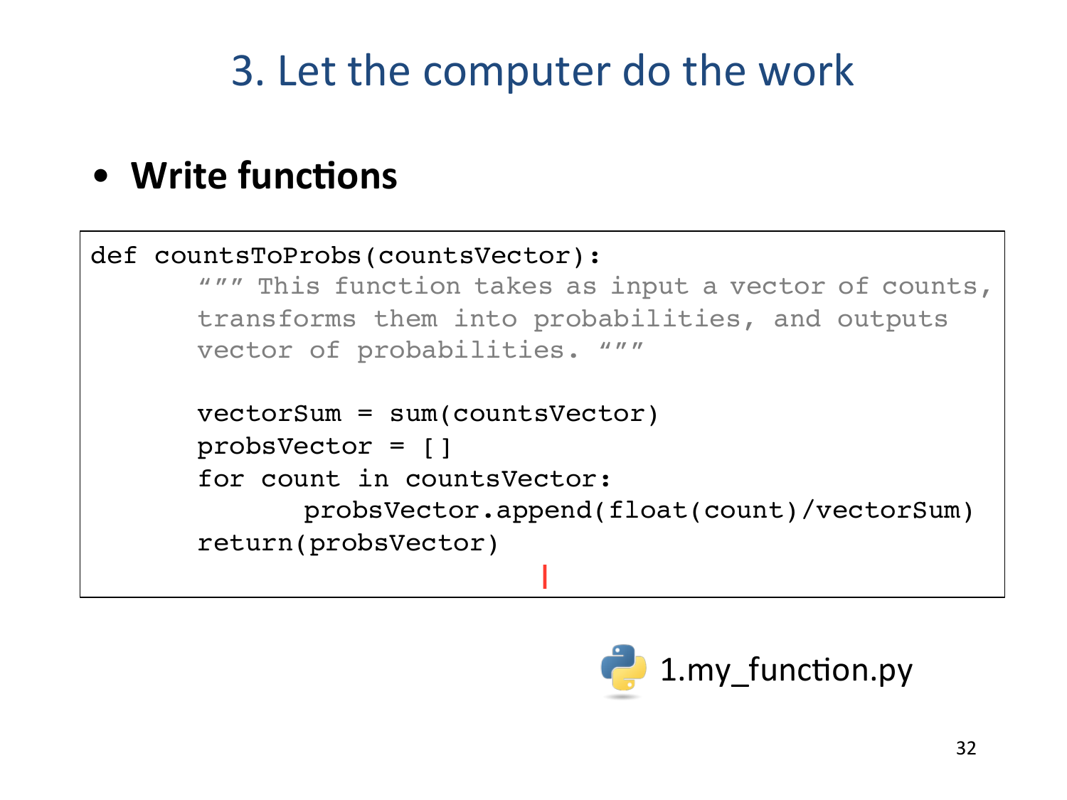# 3. Let the computer do the work

- **Write functions**

```
def countsToProbs(countsVector):
      """ This function takes as input a vector of counts,
      transforms them into probabilities, and outputs
      vector of probabilities. """

      vectorSum = sum(countsVector)
      probsVector = []
      for count in countsVector:
            probsVector.append(float(count)/vectorSum)
      return(probsVector)
```

1.my_function.py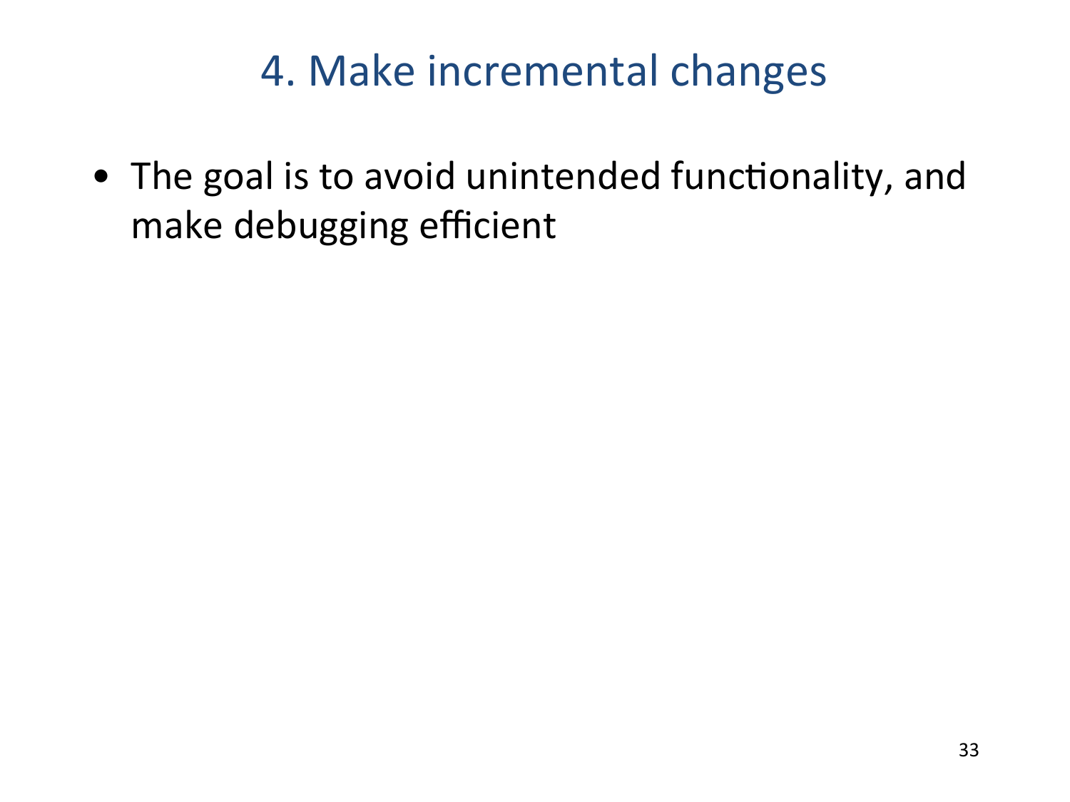# 4. Make incremental changes

- The goal is to avoid unintended functionality, and make debugging efficient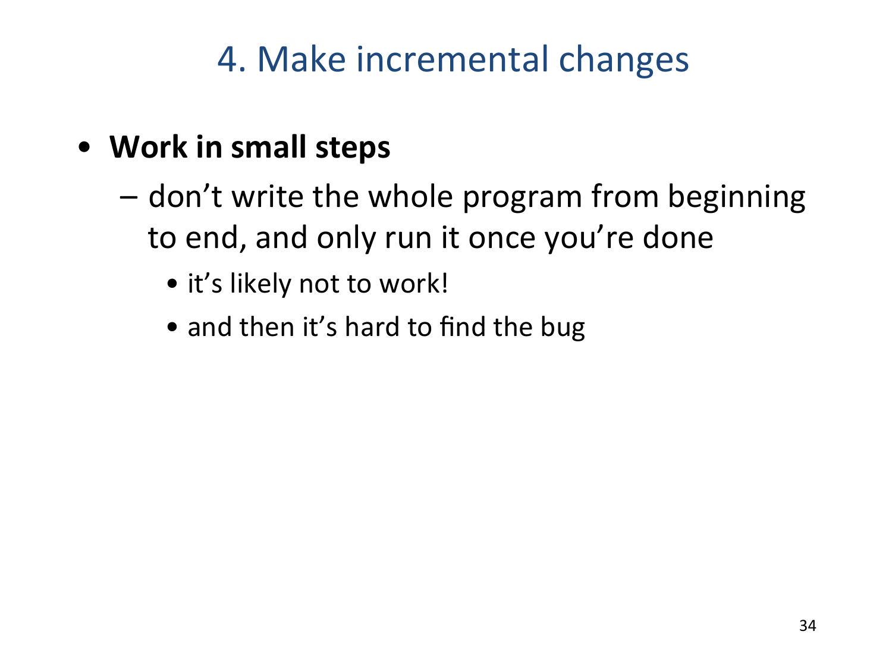# 4. Make incremental changes

- **Work in small steps**
  - don't write the whole program from beginning to end, and only run it once you're done
    - it's likely not to work!
    - and then it's hard to find the bug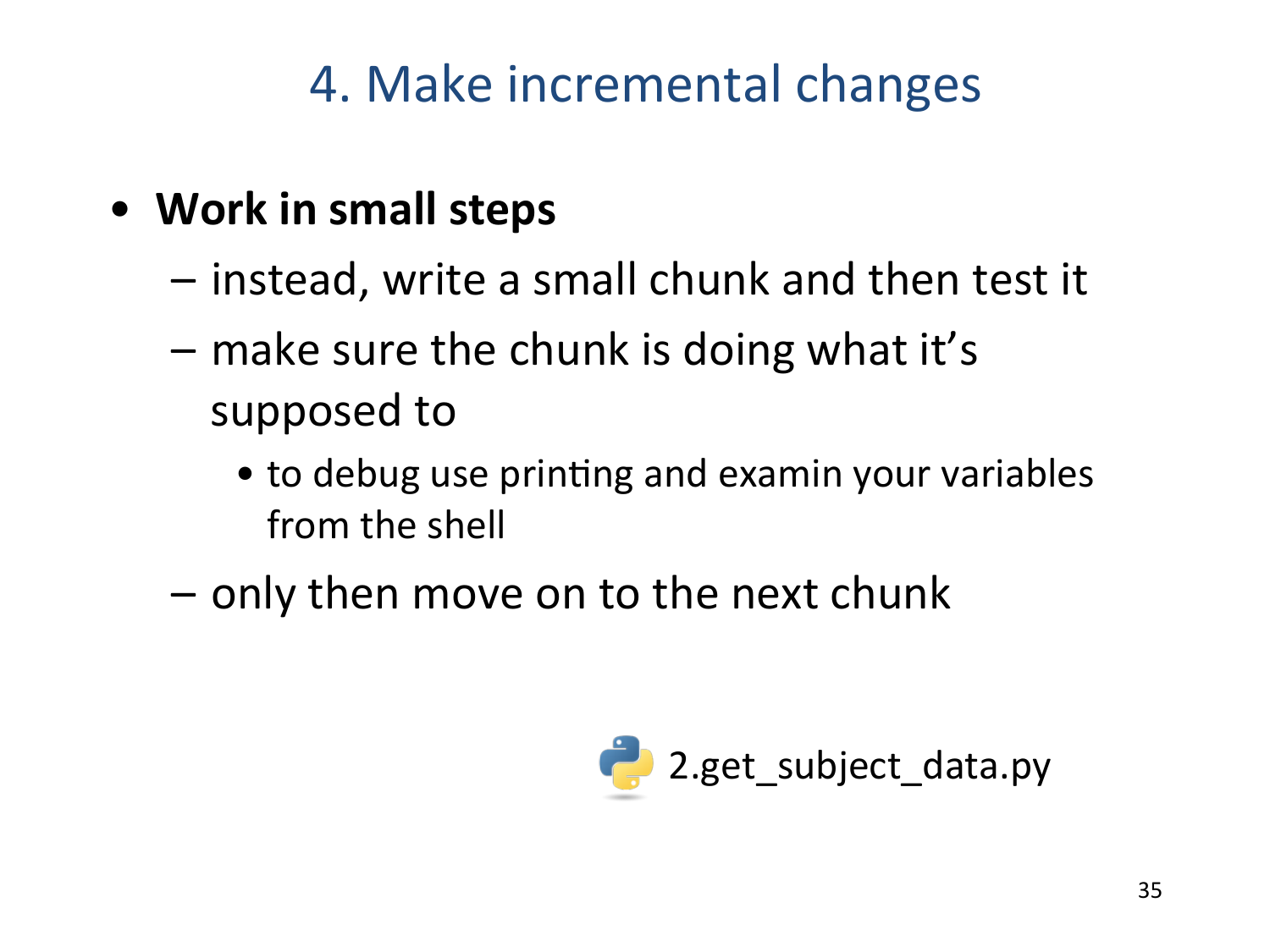# 4. Make incremental changes

- **Work in small steps**
  - instead, write a small chunk and then test it
  - make sure the chunk is doing what it's supposed to
    - to debug use printing and examin your variables from the shell
  - only then move on to the next chunk

2.get_subject_data.py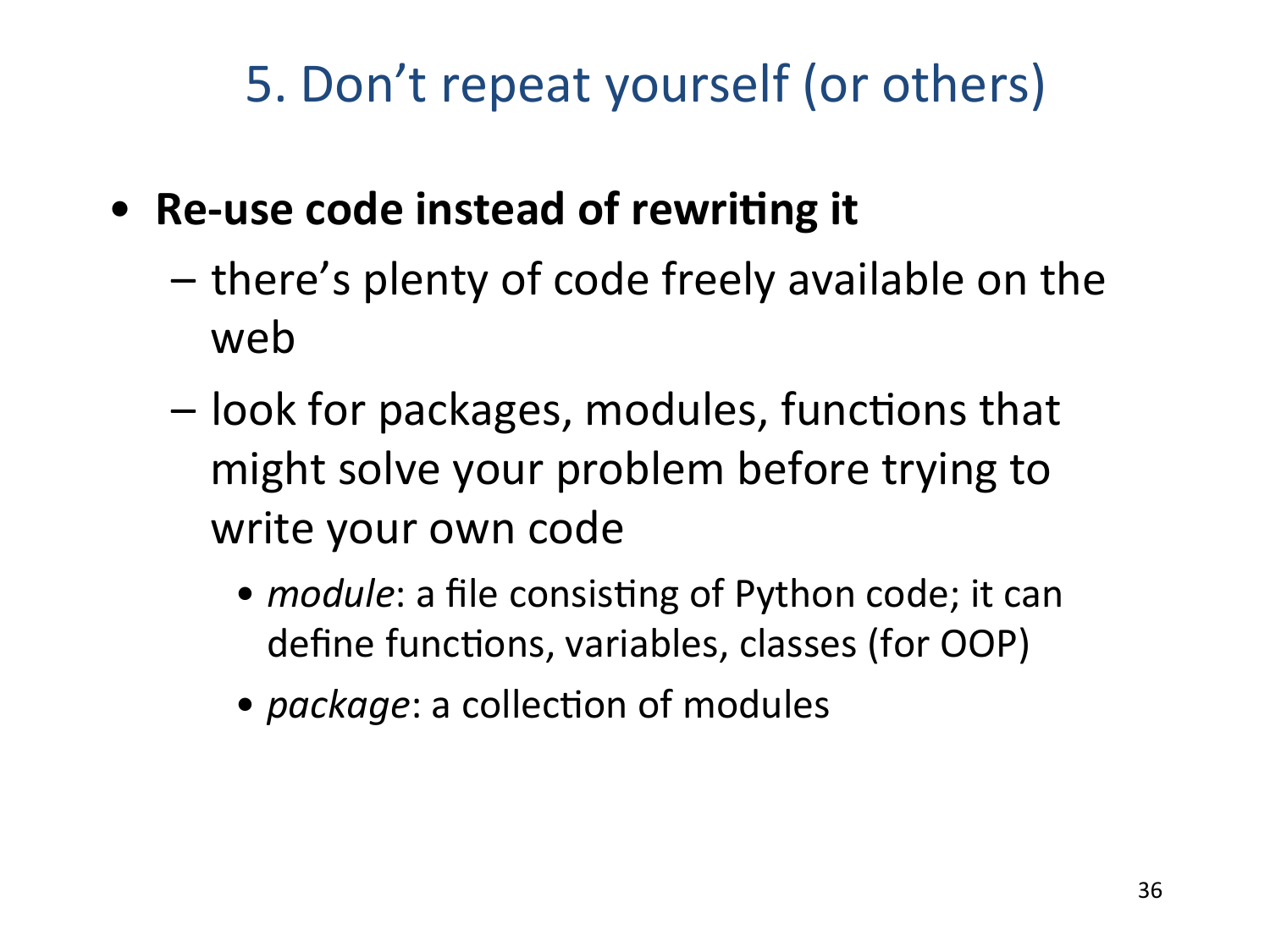# 5. Don't repeat yourself (or others)

- **Re-use code instead of rewriting it**
  - there's plenty of code freely available on the web
  - look for packages, modules, functions that might solve your problem before trying to write your own code
    - *module*: a file consisting of Python code; it can define functions, variables, classes (for OOP)
    - *package*: a collection of modules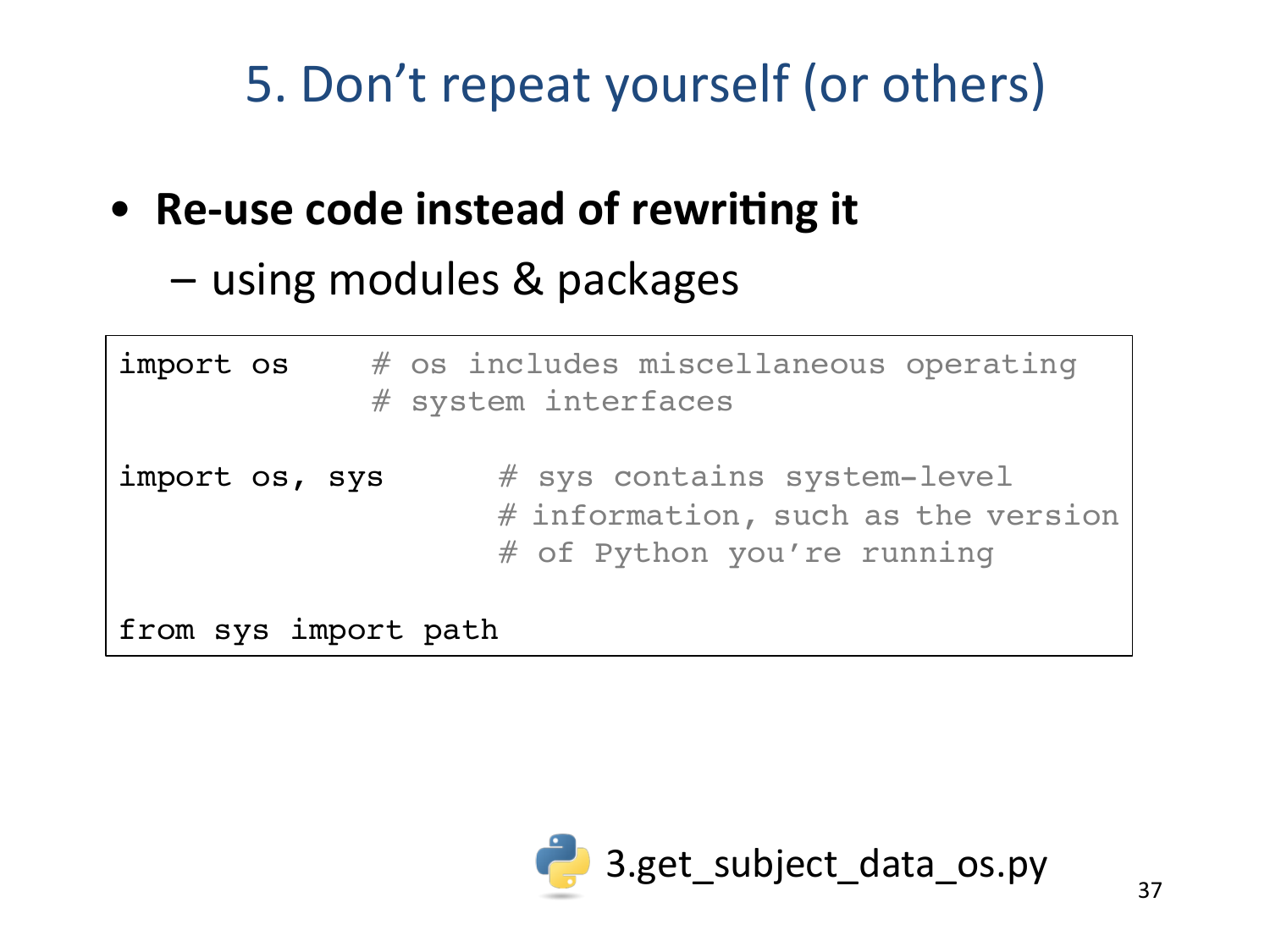# 5. Don't repeat yourself (or others)

- **Re-use code instead of rewriting it**
  - using modules & packages

```
import os     # os includes miscellaneous operating
              # system interfaces

import os, sys      # sys contains system-level
                    # information, such as the version
                    # of Python you're running

from sys import path
```

3.get_subject_data_os.py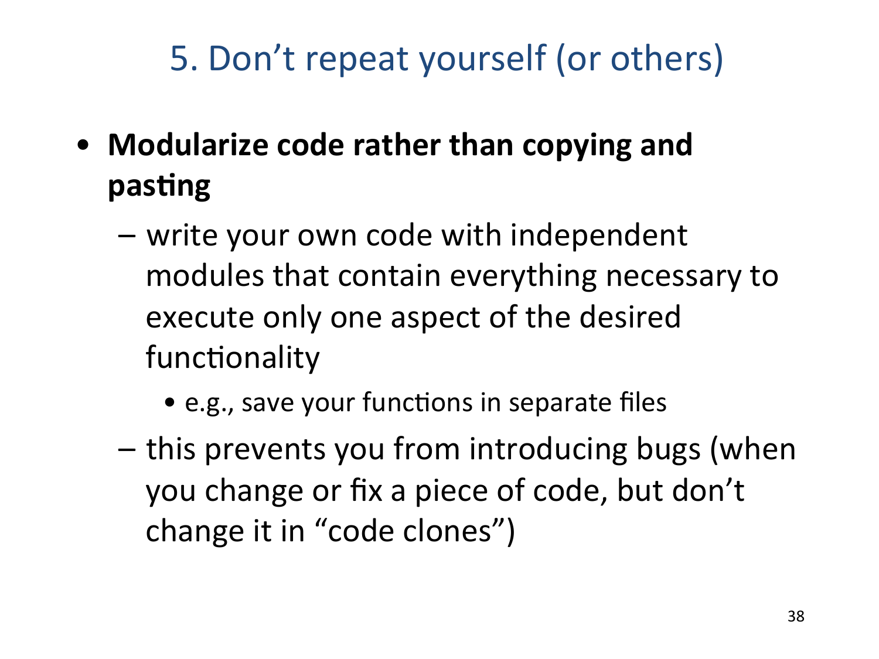# 5. Don't repeat yourself (or others)

- **Modularize code rather than copying and pasting**
  - write your own code with independent modules that contain everything necessary to execute only one aspect of the desired functionality
    - e.g., save your functions in separate files
  - this prevents you from introducing bugs (when you change or fix a piece of code, but don't change it in "code clones")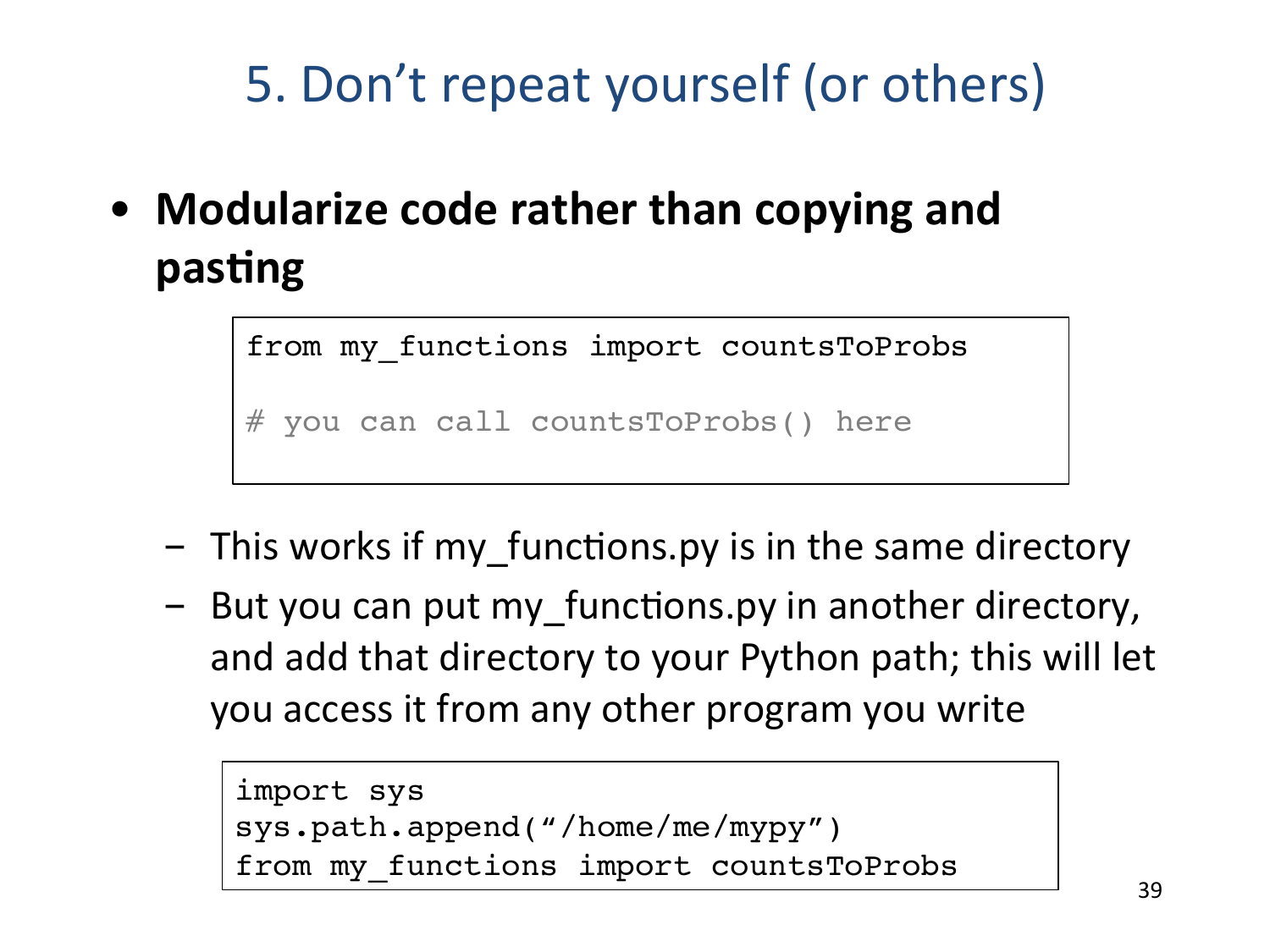# 5. Don't repeat yourself (or others)

- **Modularize code rather than copying and pasting**

```
from my_functions import countsToProbs

# you can call countsToProbs() here
```

  - This works if my_functions.py is in the same directory
  - But you can put my_functions.py in another directory, and add that directory to your Python path; this will let you access it from any other program you write

```
import sys
sys.path.append("/home/me/mypy")
from my_functions import countsToProbs
```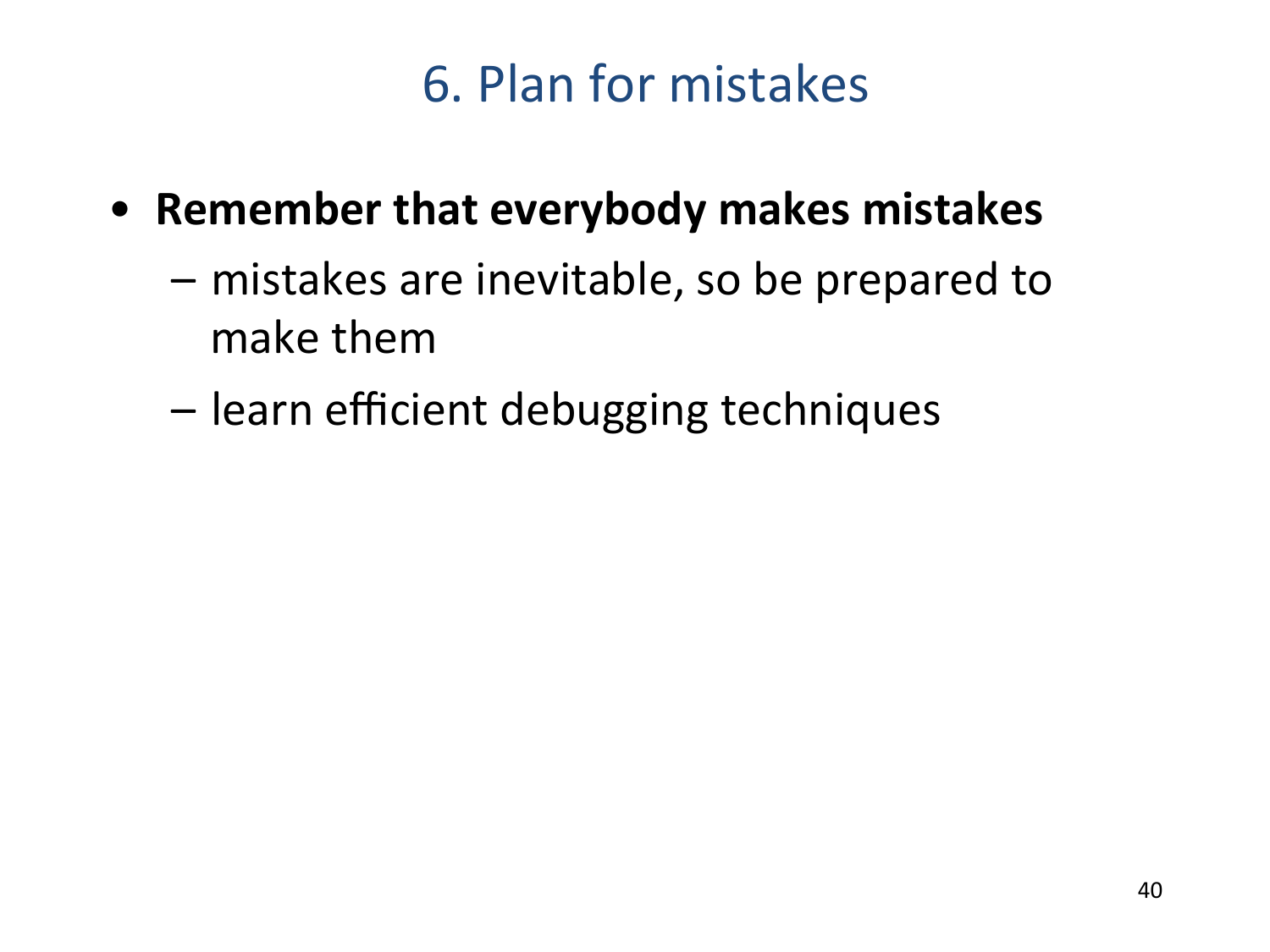# 6. Plan for mistakes

- **Remember that everybody makes mistakes**
  - mistakes are inevitable, so be prepared to make them
  - learn efficient debugging techniques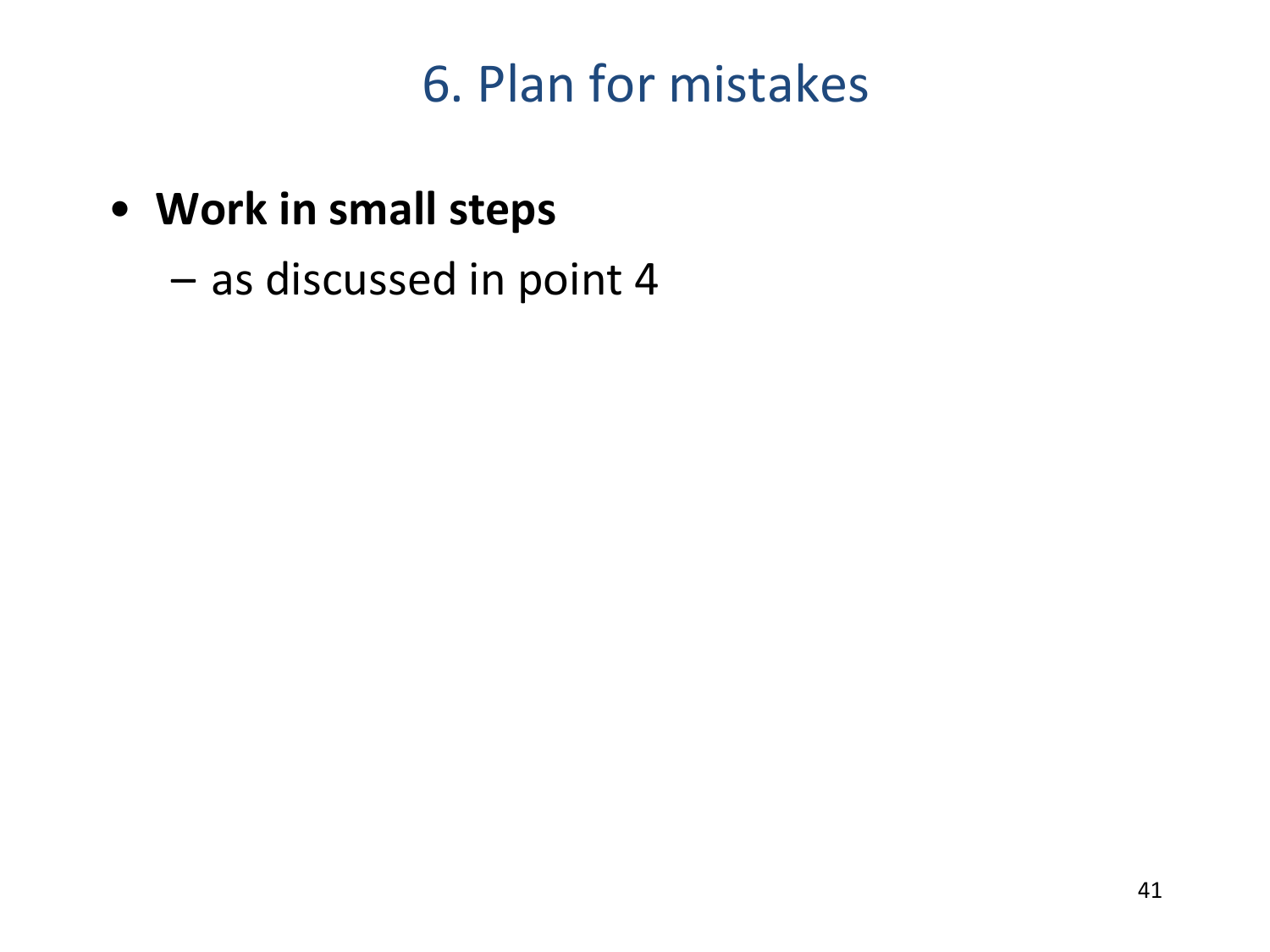# 6. Plan for mistakes

- **Work in small steps**
  - as discussed in point 4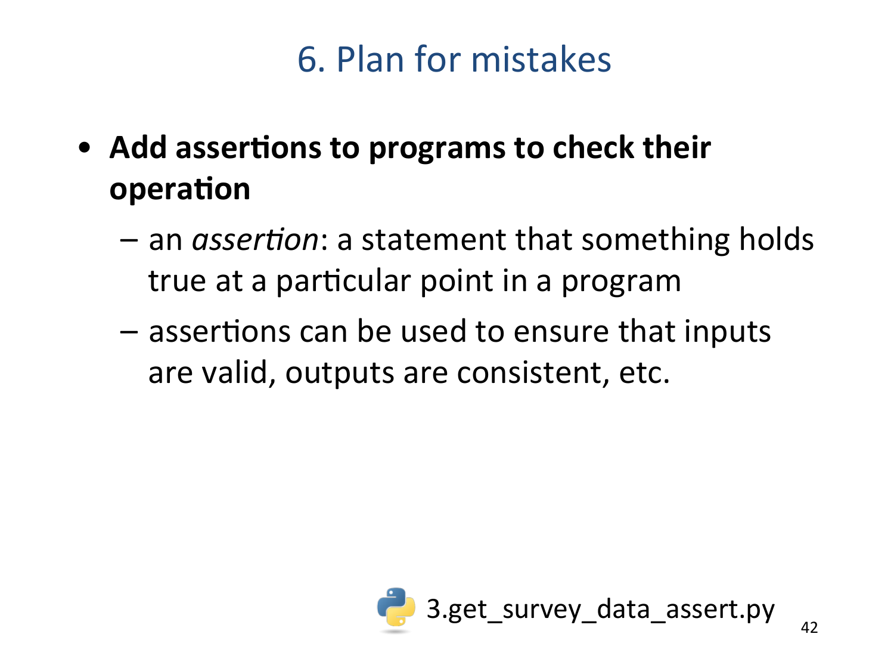# 6. Plan for mistakes

- **Add assertions to programs to check their operation**
  - an *assertion*: a statement that something holds true at a particular point in a program
  - assertions can be used to ensure that inputs are valid, outputs are consistent, etc.

3.get_survey_data_assert.py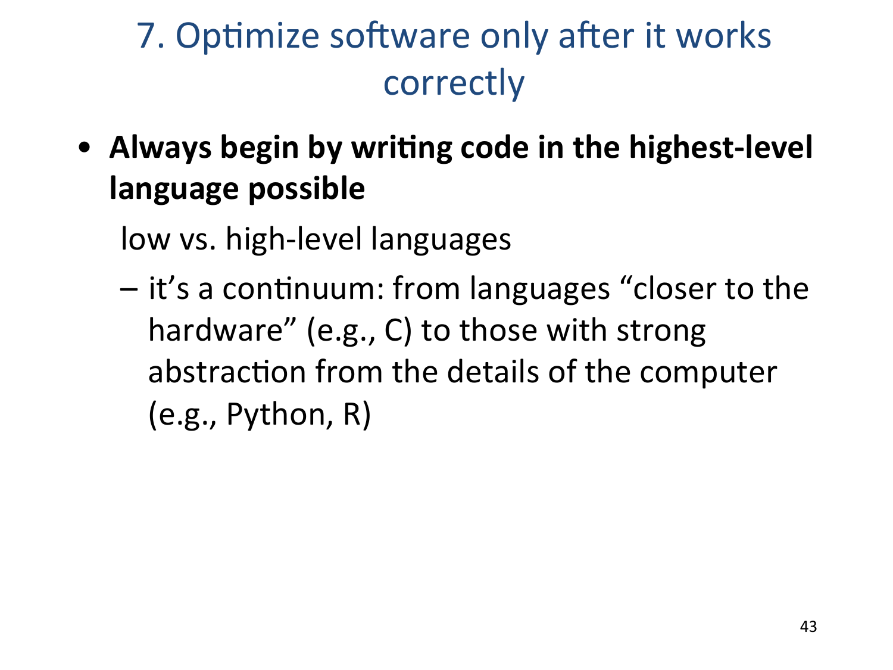# 7. Optimize software only after it works correctly

- **Always begin by writing code in the highest-level language possible**

  low vs. high-level languages

  - it's a continuum: from languages "closer to the hardware" (e.g., C) to those with strong abstraction from the details of the computer (e.g., Python, R)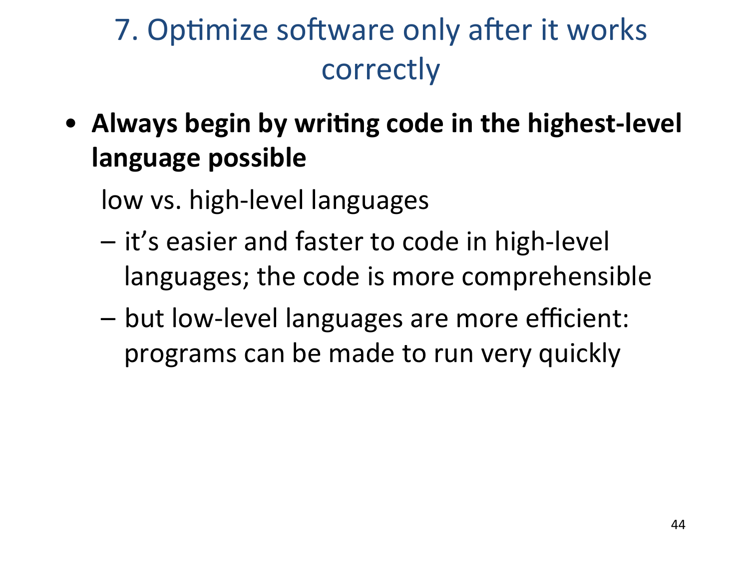# 7. Optimize software only after it works correctly

- **Always begin by writing code in the highest-level language possible**

  low vs. high-level languages

  - it's easier and faster to code in high-level languages; the code is more comprehensible
  - but low-level languages are more efficient: programs can be made to run very quickly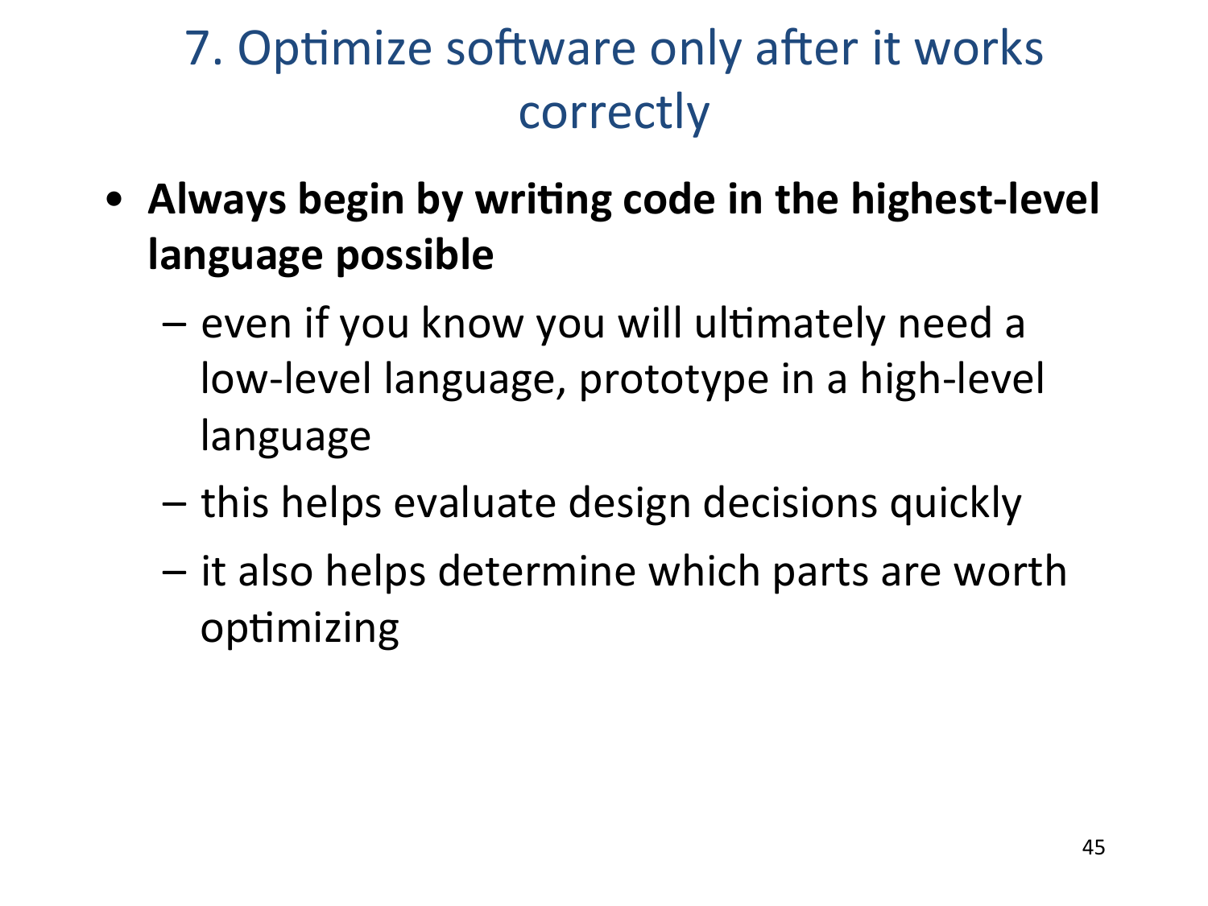# 7. Optimize software only after it works correctly

- **Always begin by writing code in the highest-level language possible**
  - even if you know you will ultimately need a low-level language, prototype in a high-level language
  - this helps evaluate design decisions quickly
  - it also helps determine which parts are worth optimizing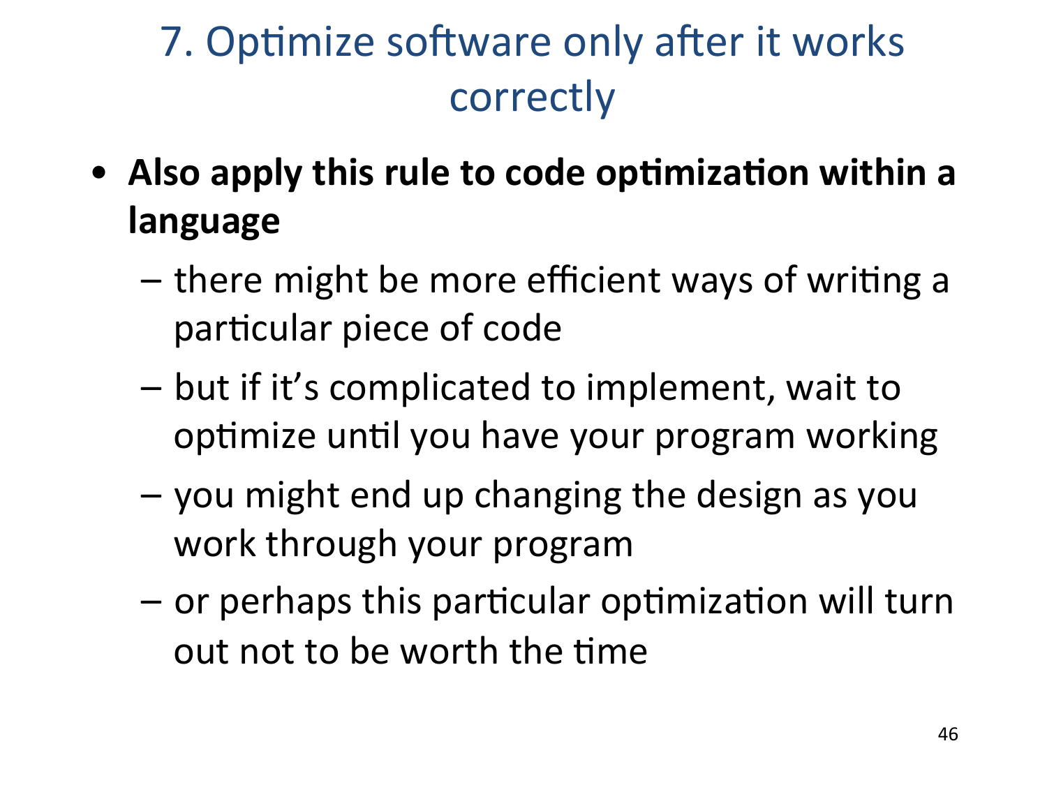# 7. Optimize software only after it works correctly

- **Also apply this rule to code optimization within a language**
  - there might be more efficient ways of writing a particular piece of code
  - but if it's complicated to implement, wait to optimize until you have your program working
  - you might end up changing the design as you work through your program
  - or perhaps this particular optimization will turn out not to be worth the time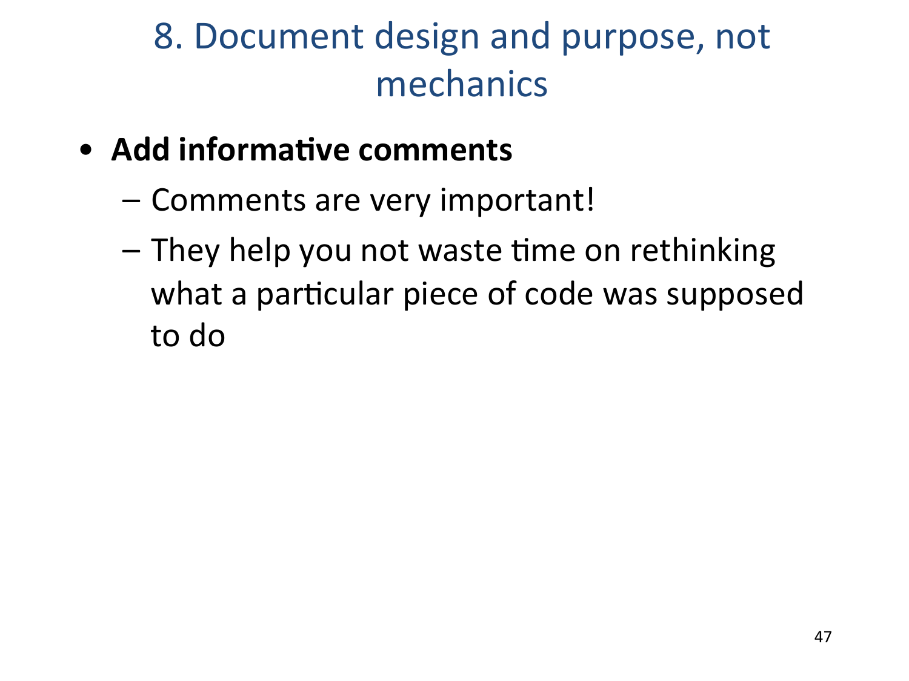# 8. Document design and purpose, not mechanics

- **Add informative comments**
  - Comments are very important!
  - They help you not waste time on rethinking what a particular piece of code was supposed to do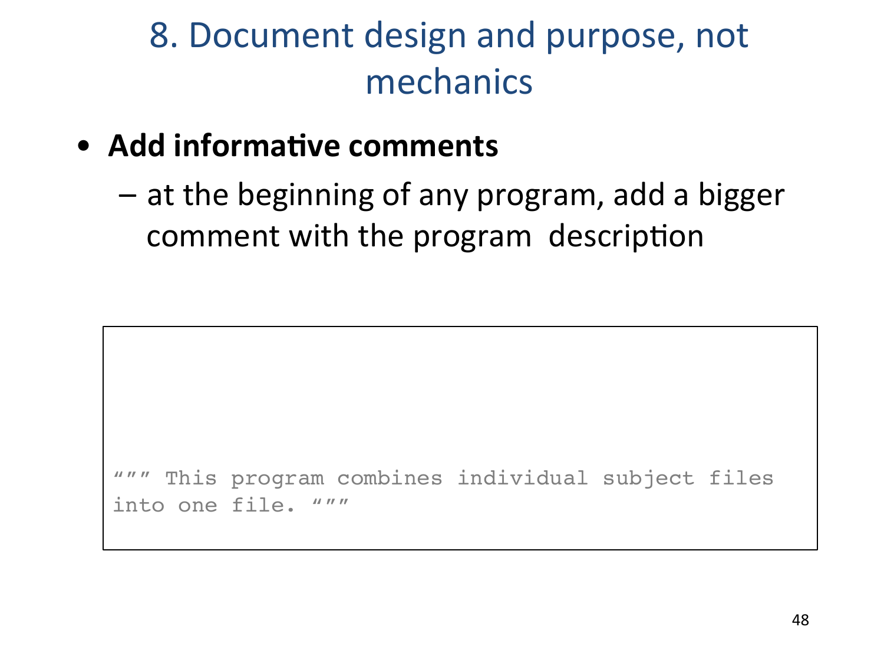# 8. Document design and purpose, not mechanics

- **Add informative comments**
  - at the beginning of any program, add a bigger comment with the program description

```
""" This program combines individual subject files
into one file. """
```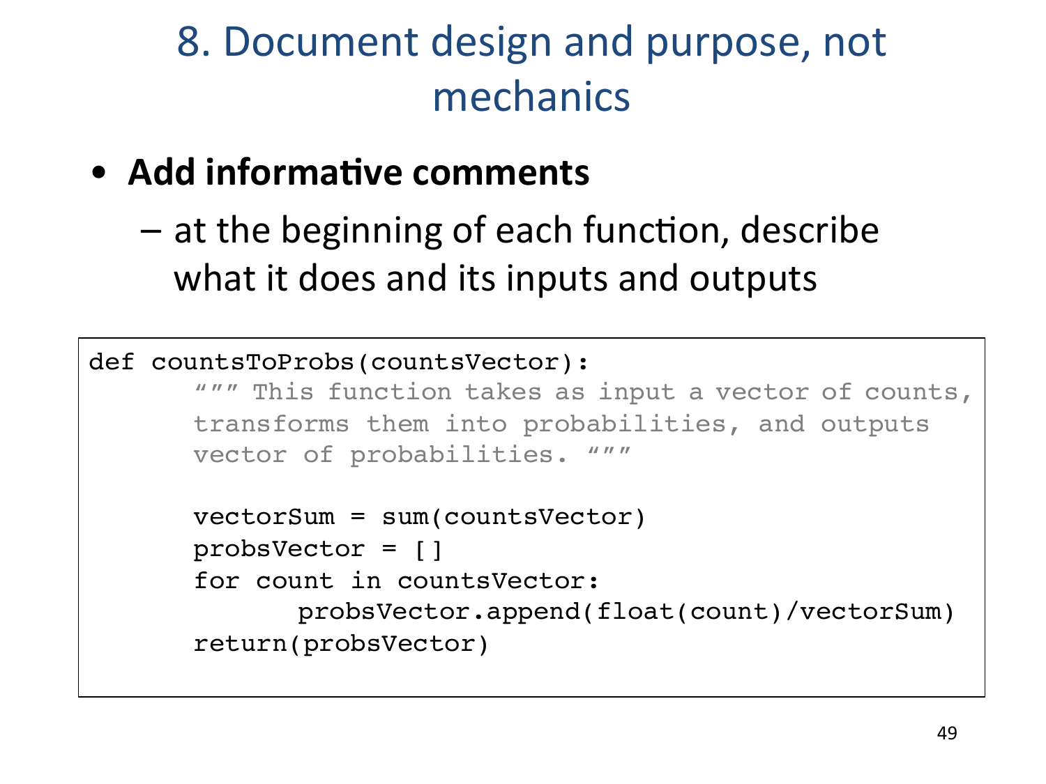# 8. Document design and purpose, not mechanics

- **Add informative comments**
  - at the beginning of each function, describe what it does and its inputs and outputs

```
def countsToProbs(countsVector):
      """ This function takes as input a vector of counts,
      transforms them into probabilities, and outputs
      vector of probabilities. """

      vectorSum = sum(countsVector)
      probsVector = []
      for count in countsVector:
            probsVector.append(float(count)/vectorSum)
      return(probsVector)
```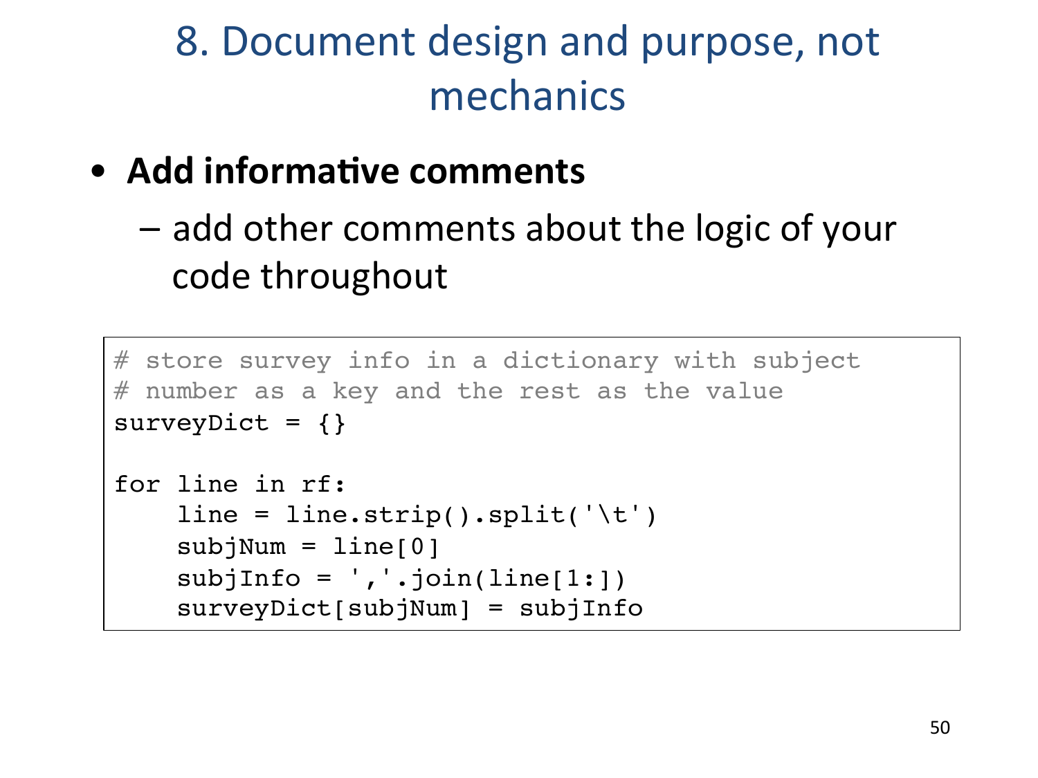# 8. Document design and purpose, not mechanics

- **Add informative comments**
  - add other comments about the logic of your code throughout

```
# store survey info in a dictionary with subject
# number as a key and the rest as the value
surveyDict = {}

for line in rf:
    line = line.strip().split('\t')
    subjNum = line[0]
    subjInfo = ','.join(line[1:])
    surveyDict[subjNum] = subjInfo
```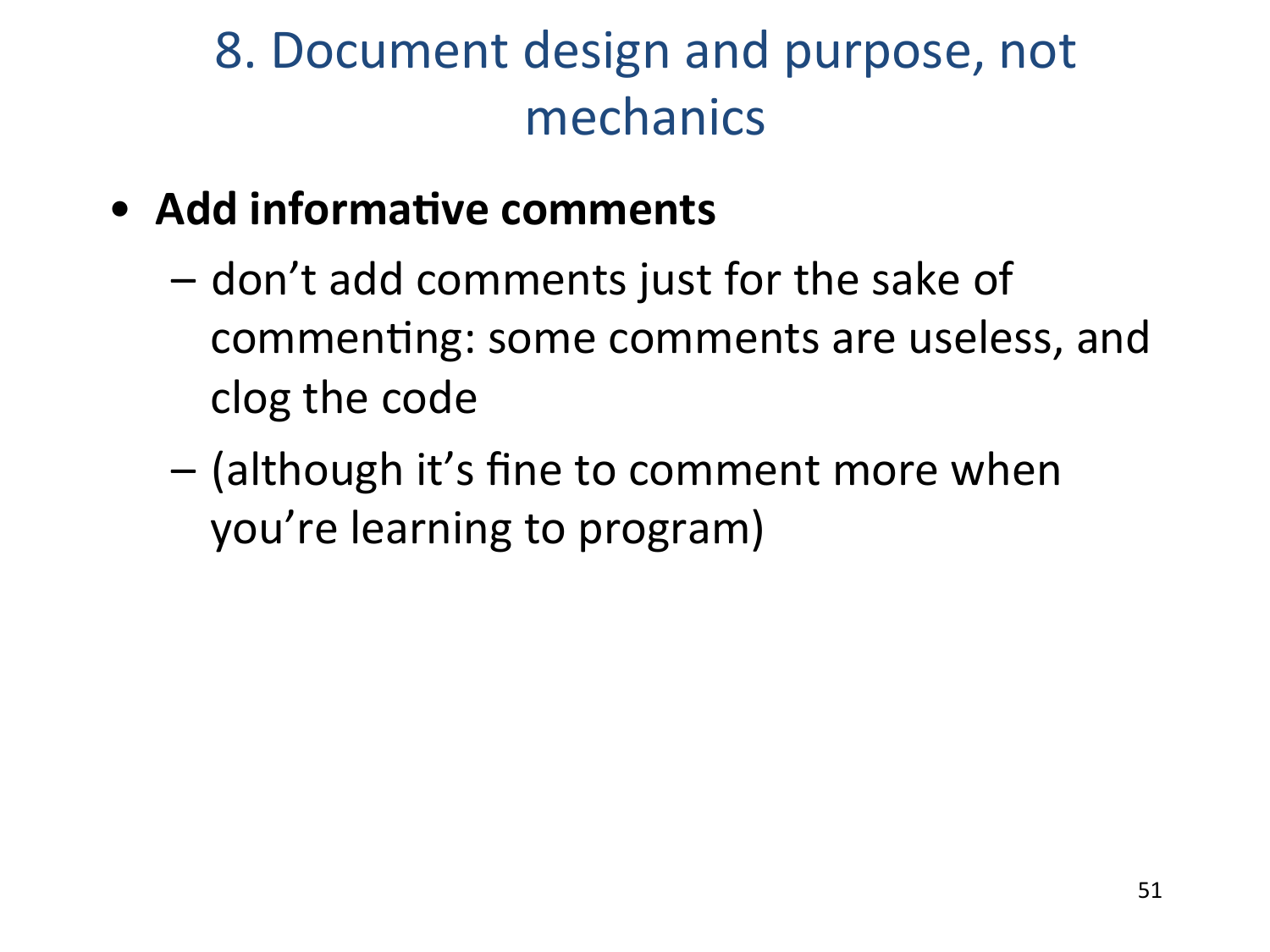# 8. Document design and purpose, not mechanics

- **Add informative comments**
  - don't add comments just for the sake of commenting: some comments are useless, and clog the code
  - (although it's fine to comment more when you're learning to program)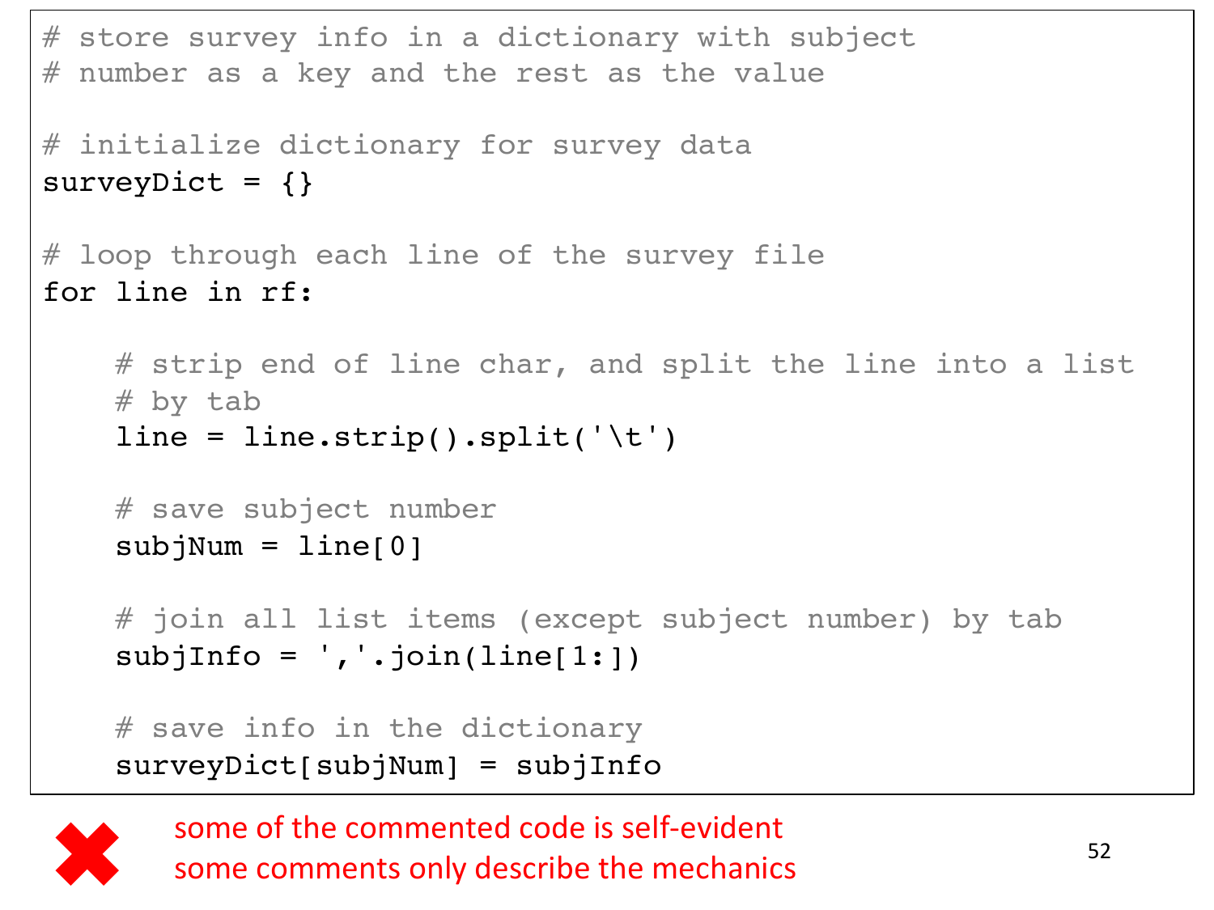```
# store survey info in a dictionary with subject
# number as a key and the rest as the value

# initialize dictionary for survey data
surveyDict = {}

# loop through each line of the survey file
for line in rf:

    # strip end of line char, and split the line into a list
    # by tab
    line = line.strip().split('\t')

    # save subject number
    subjNum = line[0]

    # join all list items (except subject number) by tab
    subjInfo = ','.join(line[1:])

    # save info in the dictionary
    surveyDict[subjNum] = subjInfo
```

✖ some of the commented code is self-evident
some comments only describe the mechanics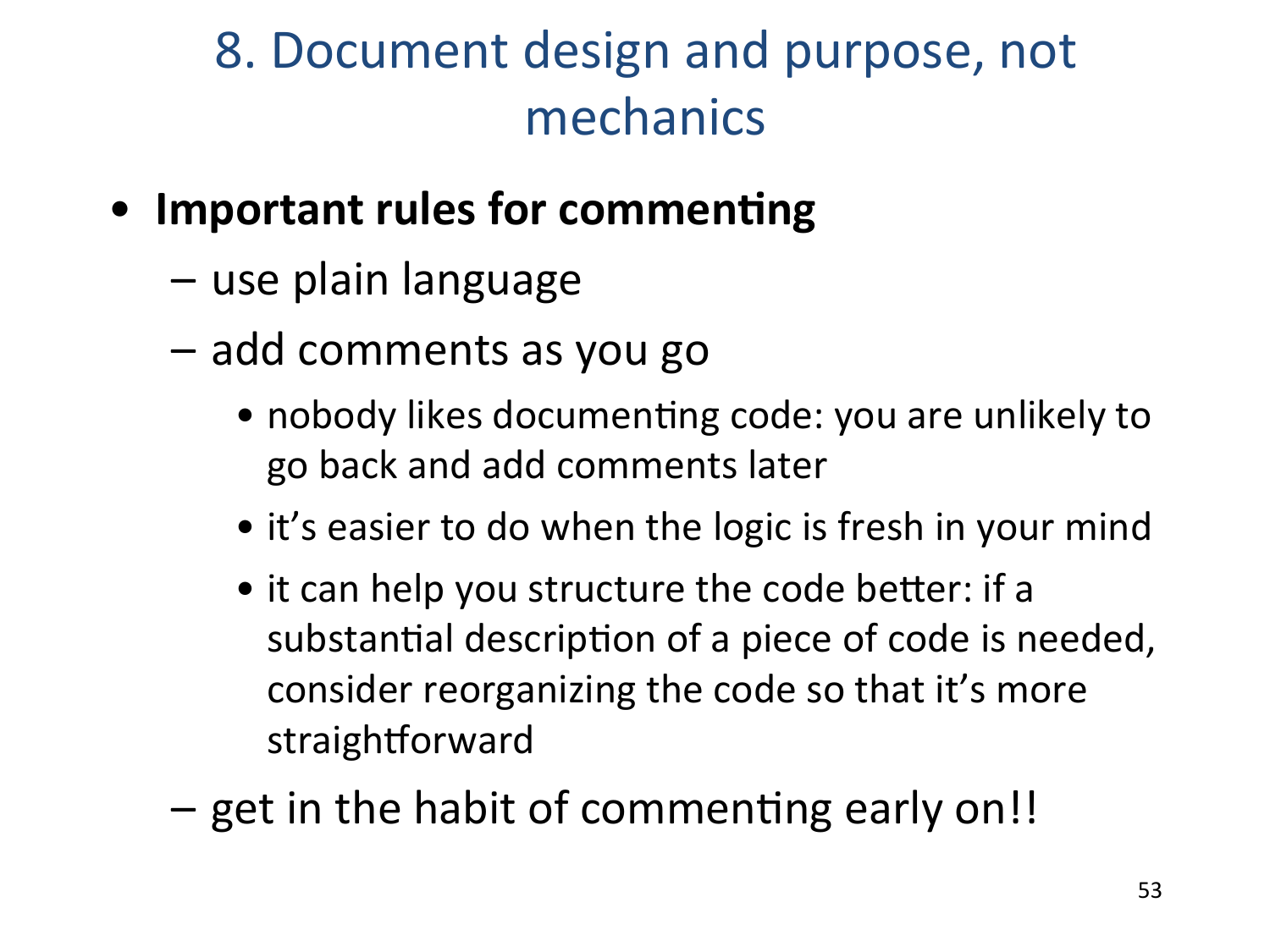# 8. Document design and purpose, not mechanics

- **Important rules for commenting**
  - use plain language
  - add comments as you go
    - nobody likes documenting code: you are unlikely to go back and add comments later
    - it's easier to do when the logic is fresh in your mind
    - it can help you structure the code better: if a substantial description of a piece of code is needed, consider reorganizing the code so that it's more straightforward
  - get in the habit of commenting early on!!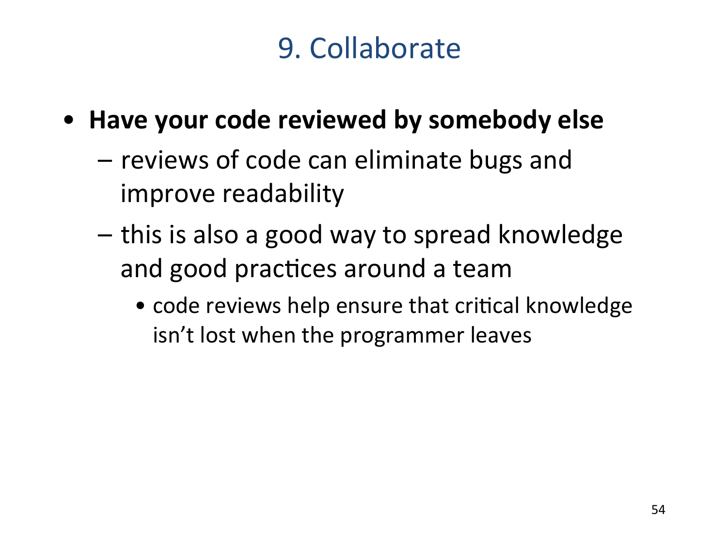# 9. Collaborate

- **Have your code reviewed by somebody else**
  - reviews of code can eliminate bugs and improve readability
  - this is also a good way to spread knowledge and good practices around a team
    - code reviews help ensure that critical knowledge isn't lost when the programmer leaves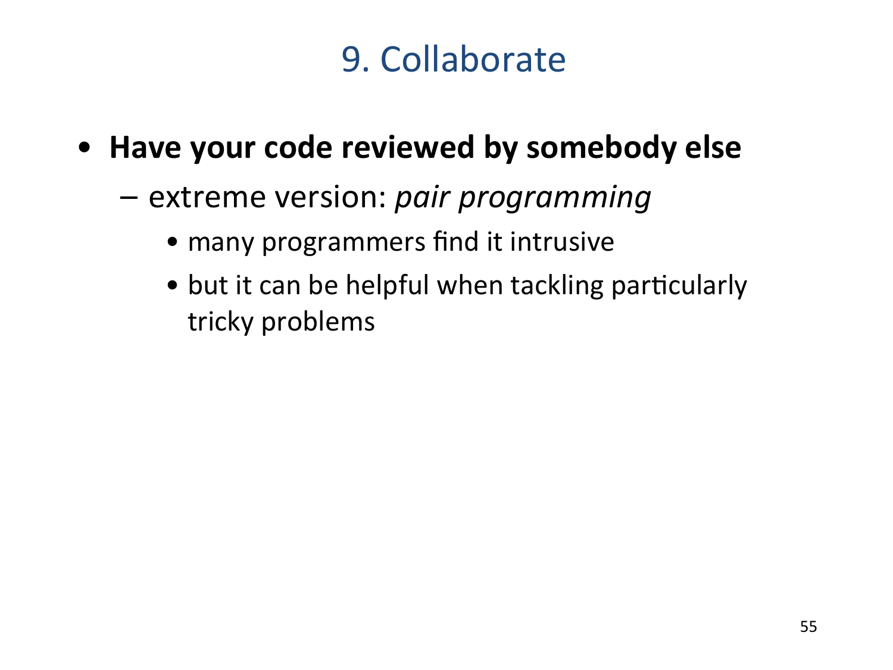# 9. Collaborate

- **Have your code reviewed by somebody else**
  - extreme version: *pair programming*
    - many programmers find it intrusive
    - but it can be helpful when tackling particularly tricky problems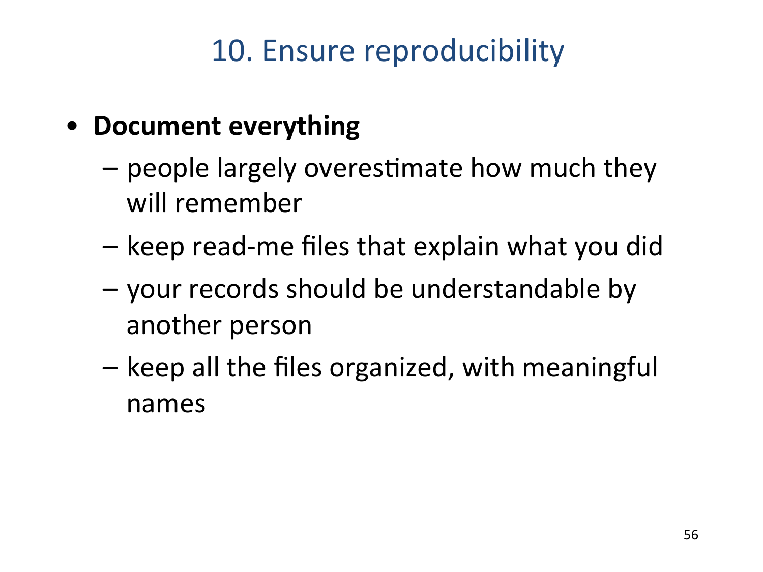# 10. Ensure reproducibility

- **Document everything**
  - people largely overestimate how much they will remember
  - keep read-me files that explain what you did
  - your records should be understandable by another person
  - keep all the files organized, with meaningful names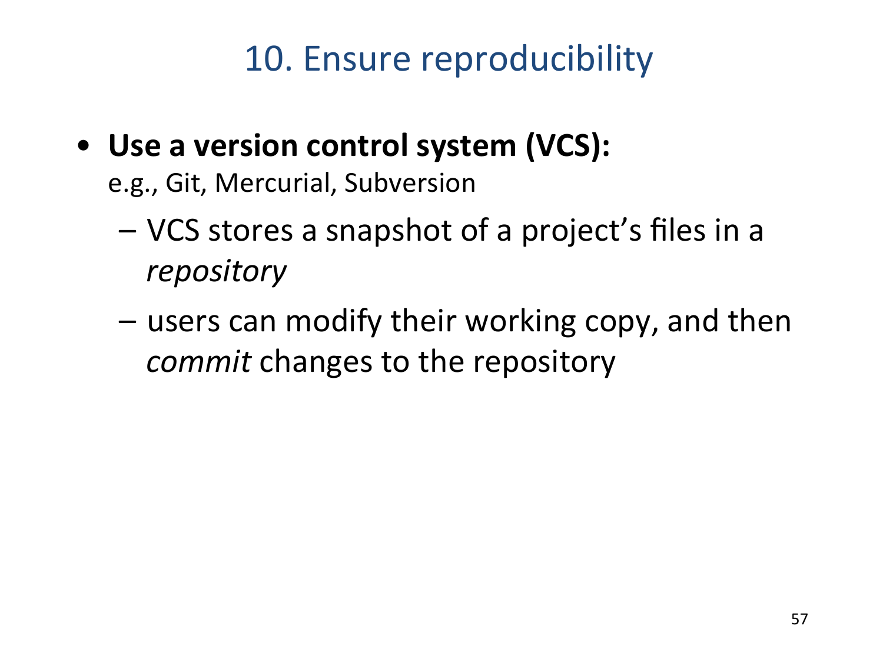# 10. Ensure reproducibility

- **Use a version control system (VCS):**
  e.g., Git, Mercurial, Subversion
  - VCS stores a snapshot of a project's files in a *repository*
  - users can modify their working copy, and then *commit* changes to the repository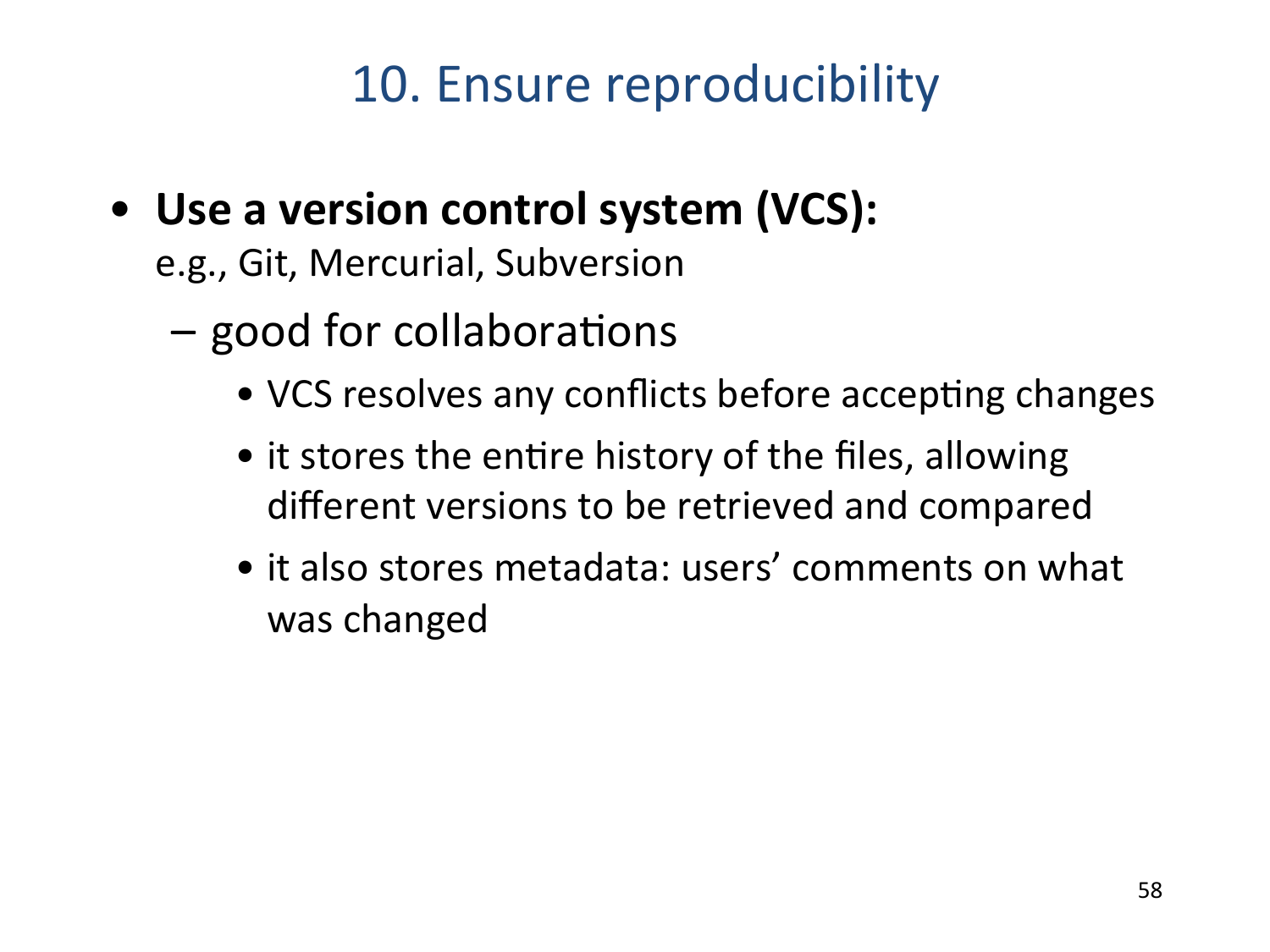# 10. Ensure reproducibility

- **Use a version control system (VCS):** e.g., Git, Mercurial, Subversion
  - good for collaborations
    - VCS resolves any conflicts before accepting changes
    - it stores the entire history of the files, allowing different versions to be retrieved and compared
    - it also stores metadata: users' comments on what was changed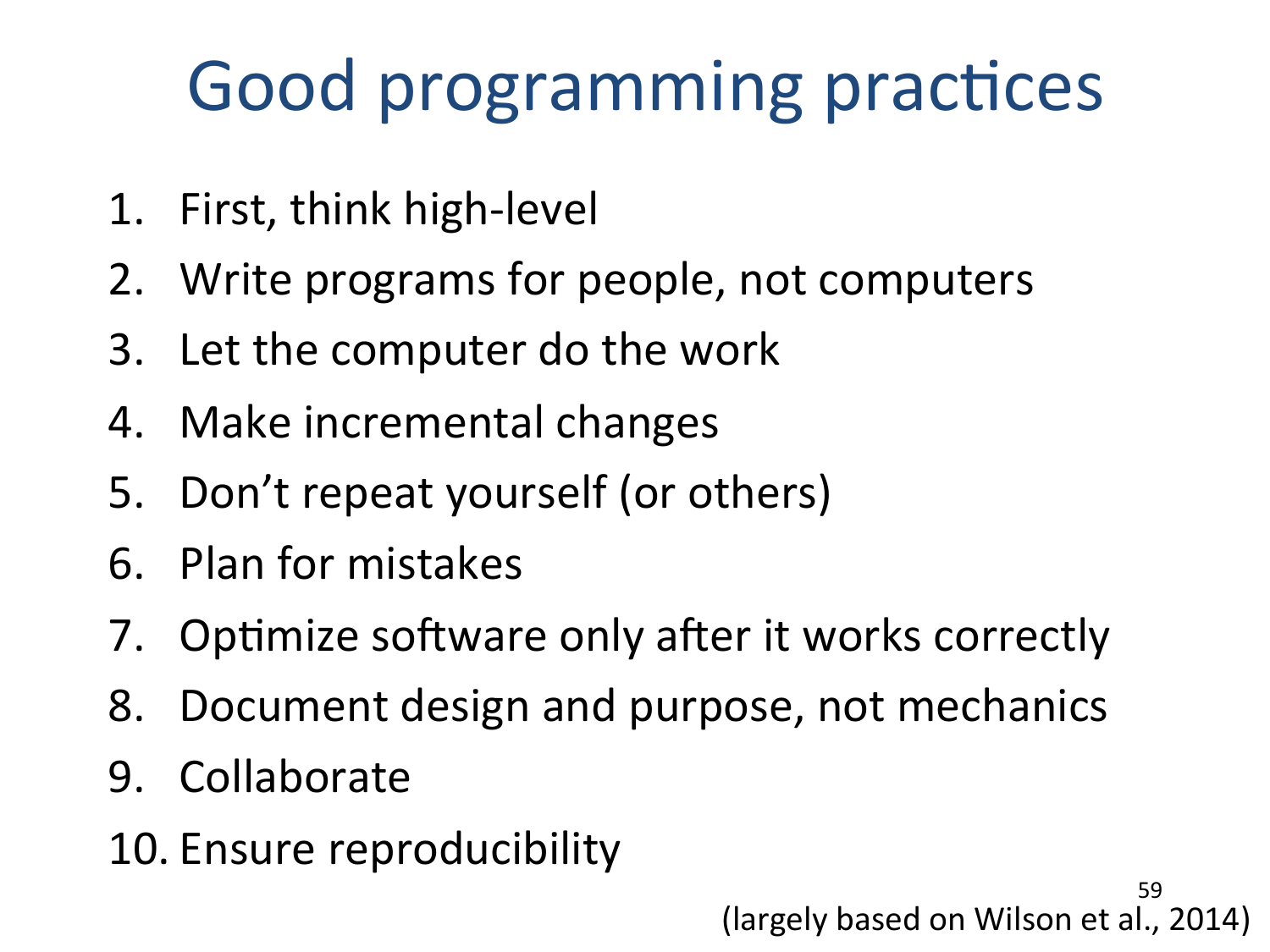# Good programming practices

1. First, think high-level
2. Write programs for people, not computers
3. Let the computer do the work
4. Make incremental changes
5. Don't repeat yourself (or others)
6. Plan for mistakes
7. Optimize software only after it works correctly
8. Document design and purpose, not mechanics
9. Collaborate
10. Ensure reproducibility

(largely based on Wilson et al., 2014)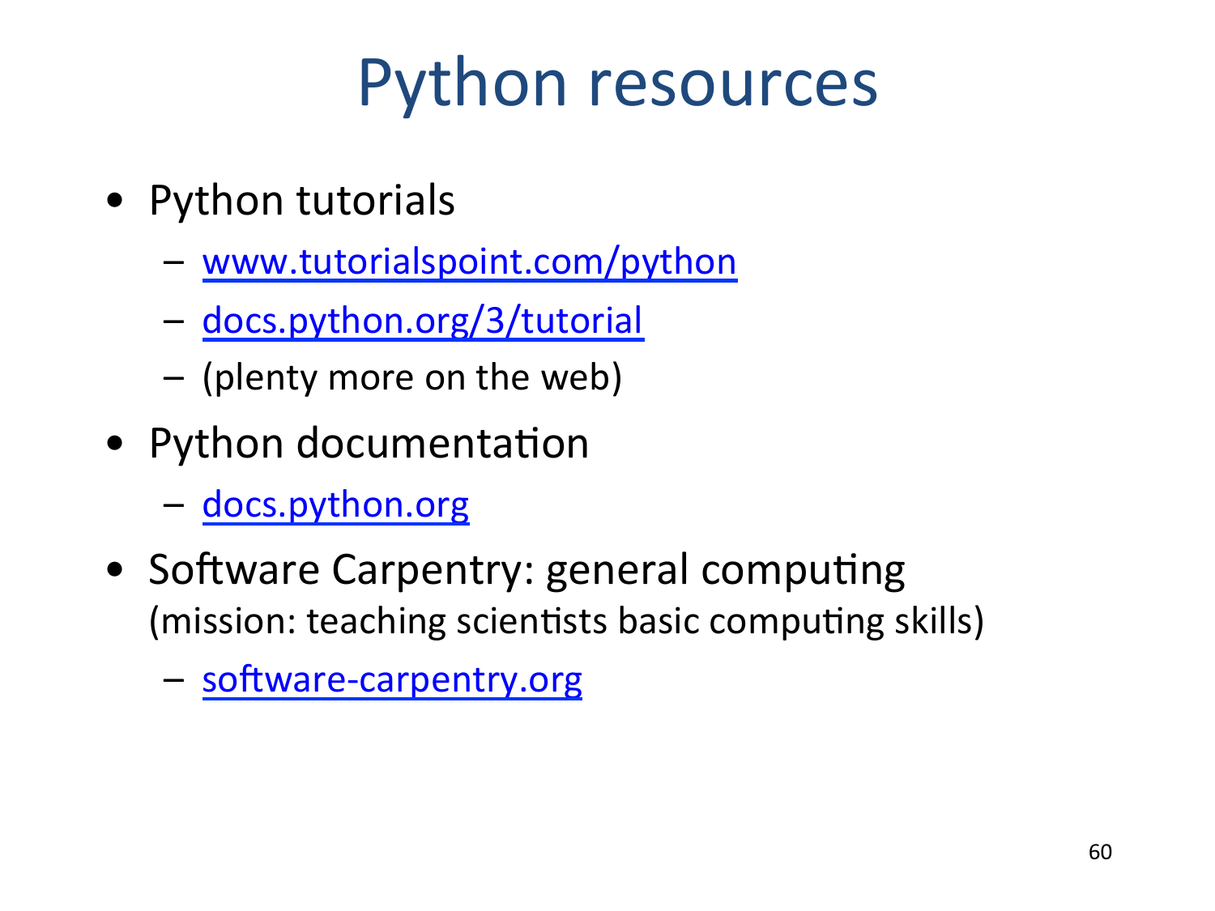# Python resources

- Python tutorials
  - www.tutorialspoint.com/python
  - docs.python.org/3/tutorial
  - (plenty more on the web)
- Python documentation
  - docs.python.org
- Software Carpentry: general computing
  (mission: teaching scientists basic computing skills)
  - software-carpentry.org